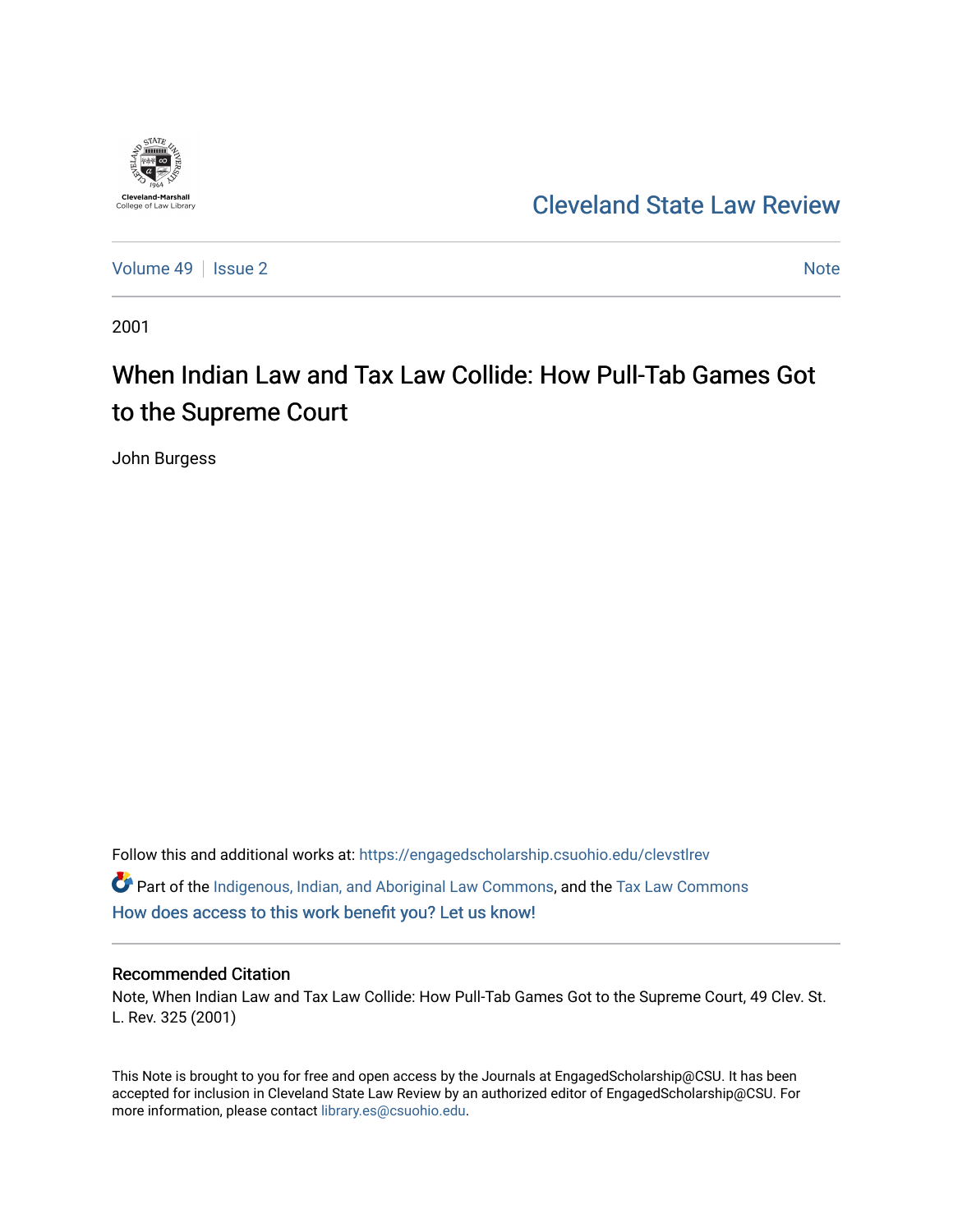Cleveland-Marshall College of Law Library

# Cleveland State Law Review

Volume 49 | Issue 2 | Note

2001

# When Indian Law and Tax Law Collide: How Pull-Tab Games Got to the Supreme Court

John Burgess

Follow this and additional works at: https://engagedscholarship.csuohio.edu/clevstlrev

Part of the Indigenous, Indian, and Aboriginal Law Commons, and the Tax Law Commons

How does access to this work benefit you? Let us know!

## Recommended Citation

Note, When Indian Law and Tax Law Collide: How Pull-Tab Games Got to the Supreme Court, 49 Clev. St. L. Rev. 325 (2001)

This Note is brought to you for free and open access by the Journals at EngagedScholarship@CSU. It has been accepted for inclusion in Cleveland State Law Review by an authorized editor of EngagedScholarship@CSU. For more information, please contact library.es@csuohio.edu.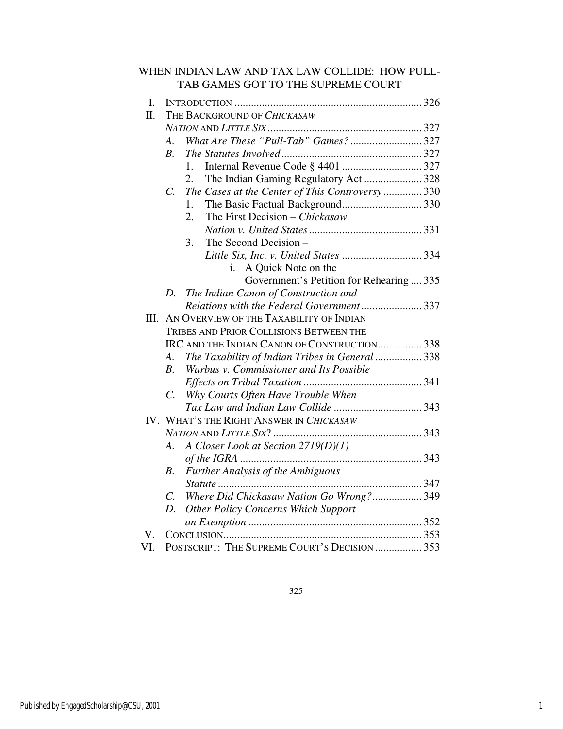# WHEN INDIAN LAW AND TAX LAW COLLIDE: HOW PULL-TAB GAMES GOT TO THE SUPREME COURT

I. INTRODUCTION .......... 326

II. THE BACKGROUND OF *CHICKASAW NATION* AND *LITTLE SIX* .......... 327

- *A. What Are These "Pull-Tab" Games?* .......... 327
- *B. The Statutes Involved* .......... 327
  1. Internal Revenue Code § 4401 .......... 327
  2. The Indian Gaming Regulatory Act .......... 328
- *C. The Cases at the Center of This Controversy* .......... 330
  1. The Basic Factual Background .......... 330
  2. The First Decision – *Chickasaw Nation v. United States* .......... 331
  3. The Second Decision – *Little Six, Inc. v. United States* .......... 334
     - i. A Quick Note on the Government's Petition for Rehearing .......... 335
- *D. The Indian Canon of Construction and Relations with the Federal Government* .......... 337

III. AN OVERVIEW OF THE TAXABILITY OF INDIAN TRIBES AND PRIOR COLLISIONS BETWEEN THE IRC AND THE INDIAN CANON OF CONSTRUCTION .......... 338

- *A. The Taxability of Indian Tribes in General* .......... 338
- *B. Warbus v. Commissioner and Its Possible Effects on Tribal Taxation* .......... 341
- *C. Why Courts Often Have Trouble When Tax Law and Indian Law Collide* .......... 343

IV. WHAT'S THE RIGHT ANSWER IN *CHICKASAW NATION* AND *LITTLE SIX*? .......... 343

- *A. A Closer Look at Section 2719(D)(1) of the IGRA* .......... 343
- *B. Further Analysis of the Ambiguous Statute* .......... 347
- *C. Where Did Chickasaw Nation Go Wrong?* .......... 349
- *D. Other Policy Concerns Which Support an Exemption* .......... 352

V. CONCLUSION .......... 353

VI. POSTSCRIPT: THE SUPREME COURT'S DECISION .......... 353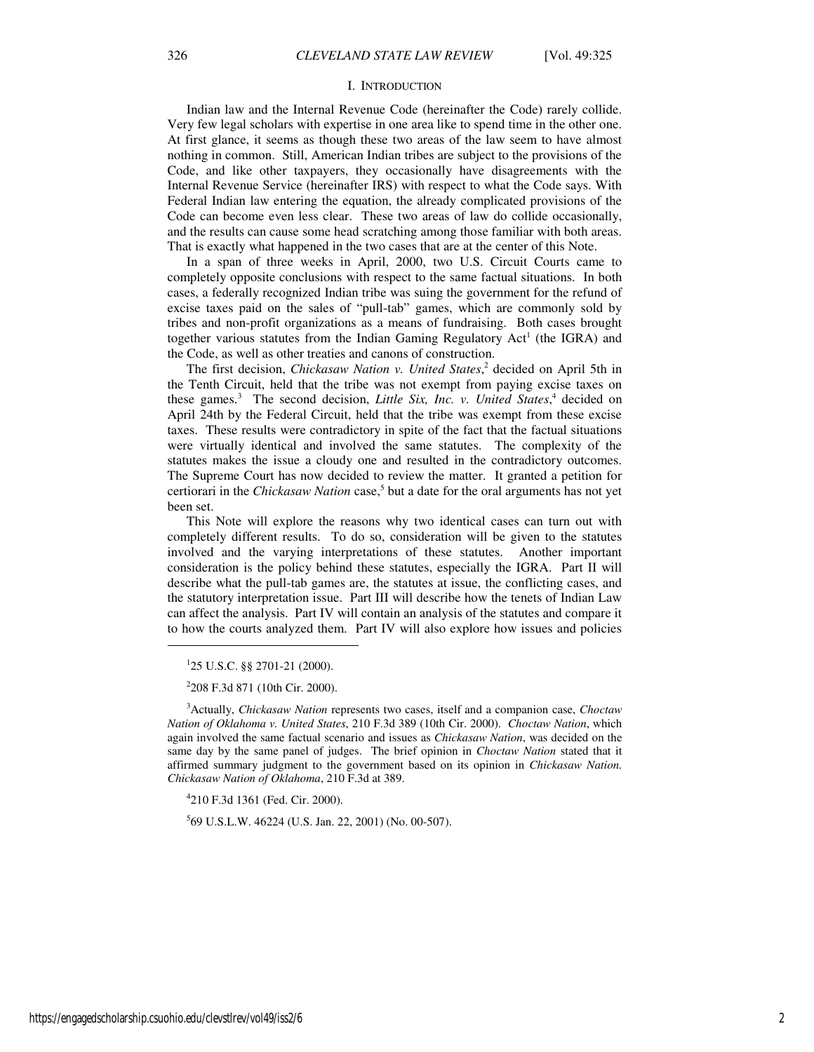## I. INTRODUCTION

Indian law and the Internal Revenue Code (hereinafter the Code) rarely collide. Very few legal scholars with expertise in one area like to spend time in the other one. At first glance, it seems as though these two areas of the law seem to have almost nothing in common. Still, American Indian tribes are subject to the provisions of the Code, and like other taxpayers, they occasionally have disagreements with the Internal Revenue Service (hereinafter IRS) with respect to what the Code says. With Federal Indian law entering the equation, the already complicated provisions of the Code can become even less clear. These two areas of law do collide occasionally, and the results can cause some head scratching among those familiar with both areas. That is exactly what happened in the two cases that are at the center of this Note.

In a span of three weeks in April, 2000, two U.S. Circuit Courts came to completely opposite conclusions with respect to the same factual situations. In both cases, a federally recognized Indian tribe was suing the government for the refund of excise taxes paid on the sales of "pull-tab" games, which are commonly sold by tribes and non-profit organizations as a means of fundraising. Both cases brought together various statutes from the Indian Gaming Regulatory Act[1] (the IGRA) and the Code, as well as other treaties and canons of construction.

The first decision, *Chickasaw Nation v. United States*,[2] decided on April 5th in the Tenth Circuit, held that the tribe was not exempt from paying excise taxes on these games.[3] The second decision, *Little Six, Inc. v. United States*,[4] decided on April 24th by the Federal Circuit, held that the tribe was exempt from these excise taxes. These results were contradictory in spite of the fact that the factual situations were virtually identical and involved the same statutes. The complexity of the statutes makes the issue a cloudy one and resulted in the contradictory outcomes. The Supreme Court has now decided to review the matter. It granted a petition for certiorari in the *Chickasaw Nation* case,[5] but a date for the oral arguments has not yet been set.

This Note will explore the reasons why two identical cases can turn out with completely different results. To do so, consideration will be given to the statutes involved and the varying interpretations of these statutes. Another important consideration is the policy behind these statutes, especially the IGRA. Part II will describe what the pull-tab games are, the statutes at issue, the conflicting cases, and the statutory interpretation issue. Part III will describe how the tenets of Indian Law can affect the analysis. Part IV will contain an analysis of the statutes and compare it to how the courts analyzed them. Part IV will also explore how issues and policies

---

[1] 25 U.S.C. §§ 2701-21 (2000).

[2] 208 F.3d 871 (10th Cir. 2000).

[3] Actually, *Chickasaw Nation* represents two cases, itself and a companion case, *Choctaw Nation of Oklahoma v. United States*, 210 F.3d 389 (10th Cir. 2000). *Choctaw Nation*, which again involved the same factual scenario and issues as *Chickasaw Nation*, was decided on the same day by the same panel of judges. The brief opinion in *Choctaw Nation* stated that it affirmed summary judgment to the government based on its opinion in *Chickasaw Nation. Chickasaw Nation of Oklahoma*, 210 F.3d at 389.

[4] 210 F.3d 1361 (Fed. Cir. 2000).

[5] 69 U.S.L.W. 46224 (U.S. Jan. 22, 2001) (No. 00-507).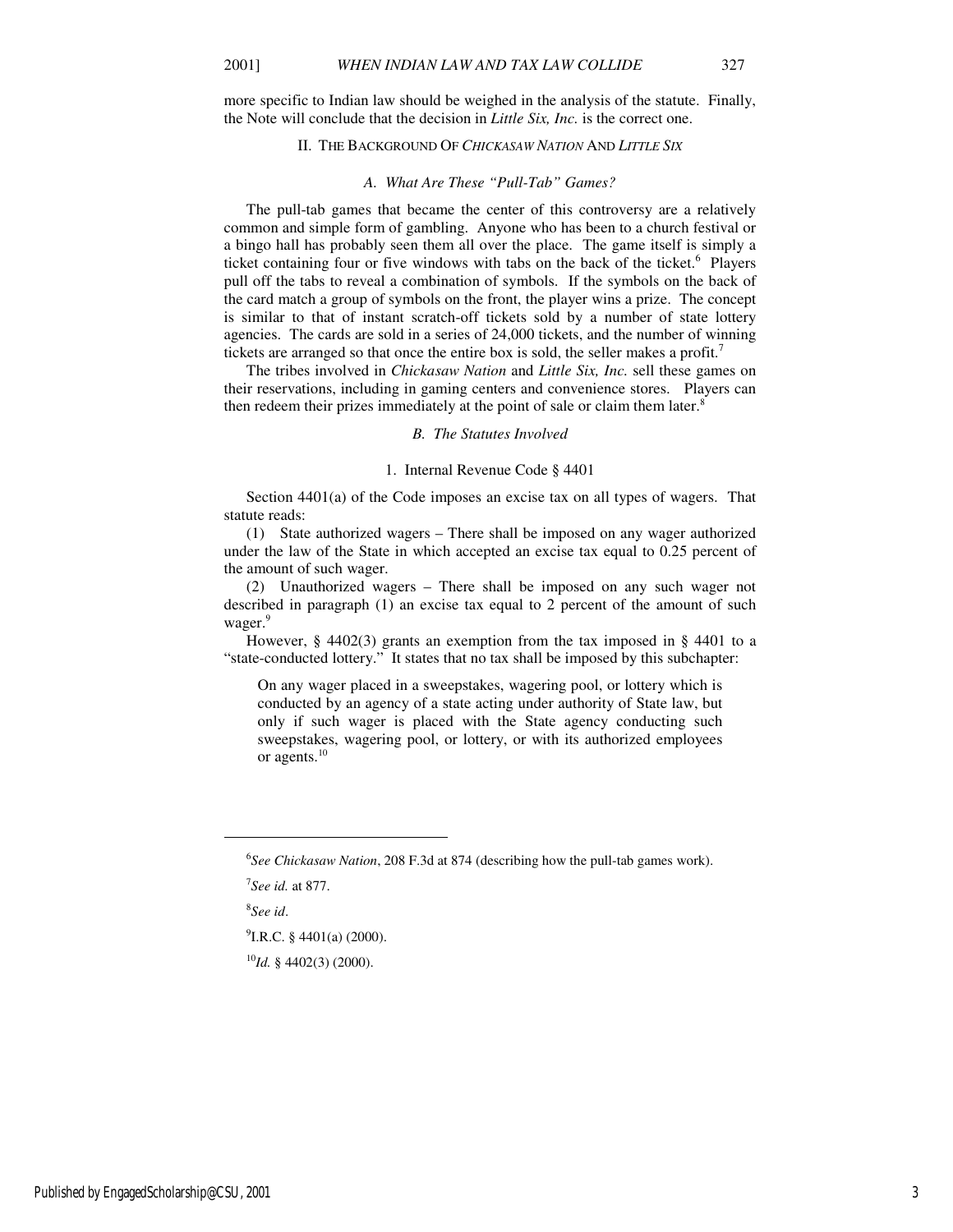more specific to Indian law should be weighed in the analysis of the statute. Finally, the Note will conclude that the decision in *Little Six, Inc.* is the correct one.

## II. THE BACKGROUND OF *CHICKASAW NATION* AND *LITTLE SIX*

### *A. What Are These "Pull-Tab" Games?*

The pull-tab games that became the center of this controversy are a relatively common and simple form of gambling. Anyone who has been to a church festival or a bingo hall has probably seen them all over the place. The game itself is simply a ticket containing four or five windows with tabs on the back of the ticket.[6] Players pull off the tabs to reveal a combination of symbols. If the symbols on the back of the card match a group of symbols on the front, the player wins a prize. The concept is similar to that of instant scratch-off tickets sold by a number of state lottery agencies. The cards are sold in a series of 24,000 tickets, and the number of winning tickets are arranged so that once the entire box is sold, the seller makes a profit.[7]

The tribes involved in *Chickasaw Nation* and *Little Six, Inc.* sell these games on their reservations, including in gaming centers and convenience stores. Players can then redeem their prizes immediately at the point of sale or claim them later.[8]

### *B. The Statutes Involved*

#### 1. Internal Revenue Code § 4401

Section 4401(a) of the Code imposes an excise tax on all types of wagers. That statute reads:

(1) State authorized wagers – There shall be imposed on any wager authorized under the law of the State in which accepted an excise tax equal to 0.25 percent of the amount of such wager.

(2) Unauthorized wagers – There shall be imposed on any such wager not described in paragraph (1) an excise tax equal to 2 percent of the amount of such wager.[9]

However, § 4402(3) grants an exemption from the tax imposed in § 4401 to a "state-conducted lottery." It states that no tax shall be imposed by this subchapter:

> On any wager placed in a sweepstakes, wagering pool, or lottery which is conducted by an agency of a state acting under authority of State law, but only if such wager is placed with the State agency conducting such sweepstakes, wagering pool, or lottery, or with its authorized employees or agents.[10]

---

[6] *See Chickasaw Nation*, 208 F.3d at 874 (describing how the pull-tab games work).

[7] *See id.* at 877.

[8] *See id*.

[9] I.R.C. § 4401(a) (2000).

[10] *Id.* § 4402(3) (2000).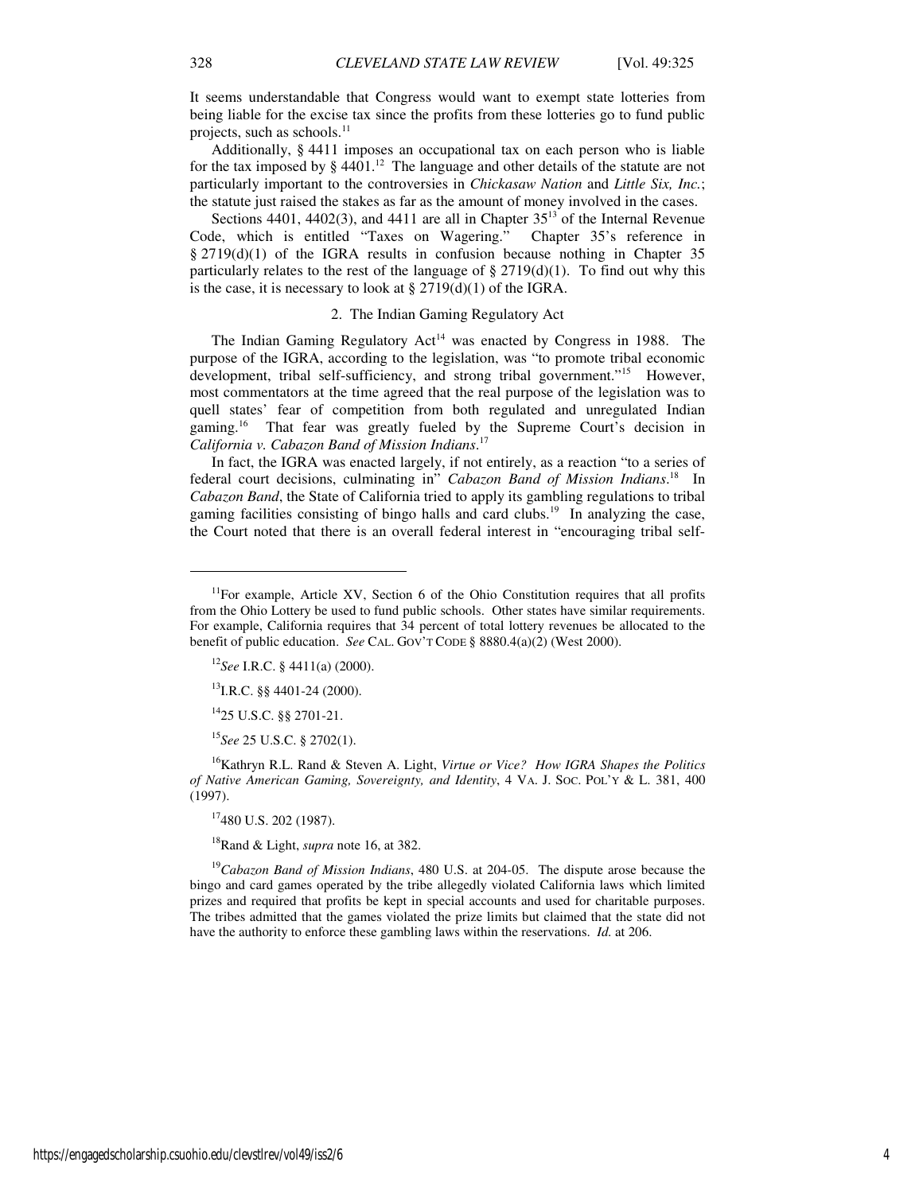It seems understandable that Congress would want to exempt state lotteries from being liable for the excise tax since the profits from these lotteries go to fund public projects, such as schools.[11]

Additionally, § 4411 imposes an occupational tax on each person who is liable for the tax imposed by § 4401.[12] The language and other details of the statute are not particularly important to the controversies in *Chickasaw Nation* and *Little Six, Inc.*; the statute just raised the stakes as far as the amount of money involved in the cases.

Sections 4401, 4402(3), and 4411 are all in Chapter 35[13] of the Internal Revenue Code, which is entitled "Taxes on Wagering." Chapter 35's reference in § 2719(d)(1) of the IGRA results in confusion because nothing in Chapter 35 particularly relates to the rest of the language of § 2719(d)(1). To find out why this is the case, it is necessary to look at § 2719(d)(1) of the IGRA.

### 2. The Indian Gaming Regulatory Act

The Indian Gaming Regulatory Act[14] was enacted by Congress in 1988. The purpose of the IGRA, according to the legislation, was "to promote tribal economic development, tribal self-sufficiency, and strong tribal government."[15] However, most commentators at the time agreed that the real purpose of the legislation was to quell states' fear of competition from both regulated and unregulated Indian gaming.[16] That fear was greatly fueled by the Supreme Court's decision in *California v. Cabazon Band of Mission Indians*.[17]

In fact, the IGRA was enacted largely, if not entirely, as a reaction "to a series of federal court decisions, culminating in" *Cabazon Band of Mission Indians*.[18] In *Cabazon Band*, the State of California tried to apply its gambling regulations to tribal gaming facilities consisting of bingo halls and card clubs.[19] In analyzing the case, the Court noted that there is an overall federal interest in "encouraging tribal self-

---

[11] For example, Article XV, Section 6 of the Ohio Constitution requires that all profits from the Ohio Lottery be used to fund public schools. Other states have similar requirements. For example, California requires that 34 percent of total lottery revenues be allocated to the benefit of public education. *See* CAL. GOV'T CODE § 8880.4(a)(2) (West 2000).

[12] *See* I.R.C. § 4411(a) (2000).

[13] I.R.C. §§ 4401-24 (2000).

[14] 25 U.S.C. §§ 2701-21.

[15] *See* 25 U.S.C. § 2702(1).

[16] Kathryn R.L. Rand & Steven A. Light, *Virtue or Vice? How IGRA Shapes the Politics of Native American Gaming, Sovereignty, and Identity*, 4 VA. J. SOC. POL'Y & L. 381, 400 (1997).

[17] 480 U.S. 202 (1987).

[18] Rand & Light, *supra* note 16, at 382.

[19] *Cabazon Band of Mission Indians*, 480 U.S. at 204-05. The dispute arose because the bingo and card games operated by the tribe allegedly violated California laws which limited prizes and required that profits be kept in special accounts and used for charitable purposes. The tribes admitted that the games violated the prize limits but claimed that the state did not have the authority to enforce these gambling laws within the reservations. *Id.* at 206.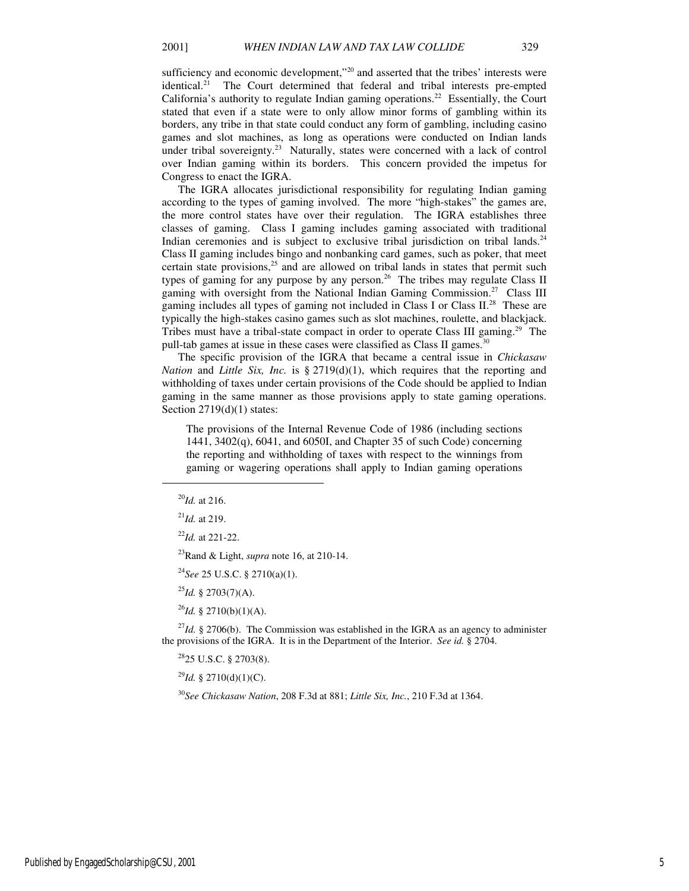sufficiency and economic development,"[20] and asserted that the tribes' interests were identical.[21] The Court determined that federal and tribal interests pre-empted California's authority to regulate Indian gaming operations.[22] Essentially, the Court stated that even if a state were to only allow minor forms of gambling within its borders, any tribe in that state could conduct any form of gambling, including casino games and slot machines, as long as operations were conducted on Indian lands under tribal sovereignty.[23] Naturally, states were concerned with a lack of control over Indian gaming within its borders. This concern provided the impetus for Congress to enact the IGRA.

The IGRA allocates jurisdictional responsibility for regulating Indian gaming according to the types of gaming involved. The more "high-stakes" the games are, the more control states have over their regulation. The IGRA establishes three classes of gaming. Class I gaming includes gaming associated with traditional Indian ceremonies and is subject to exclusive tribal jurisdiction on tribal lands.[24] Class II gaming includes bingo and nonbanking card games, such as poker, that meet certain state provisions,[25] and are allowed on tribal lands in states that permit such types of gaming for any purpose by any person.[26] The tribes may regulate Class II gaming with oversight from the National Indian Gaming Commission.[27] Class III gaming includes all types of gaming not included in Class I or Class II.[28] These are typically the high-stakes casino games such as slot machines, roulette, and blackjack. Tribes must have a tribal-state compact in order to operate Class III gaming.[29] The pull-tab games at issue in these cases were classified as Class II games.[30]

The specific provision of the IGRA that became a central issue in *Chickasaw Nation* and *Little Six, Inc.* is § 2719(d)(1), which requires that the reporting and withholding of taxes under certain provisions of the Code should be applied to Indian gaming in the same manner as those provisions apply to state gaming operations. Section 2719(d)(1) states:

> The provisions of the Internal Revenue Code of 1986 (including sections 1441, 3402(q), 6041, and 6050I, and Chapter 35 of such Code) concerning the reporting and withholding of taxes with respect to the winnings from gaming or wagering operations shall apply to Indian gaming operations

---

[20] *Id.* at 216.

[21] *Id.* at 219.

[22] *Id.* at 221-22.

[23] Rand & Light, *supra* note 16, at 210-14.

[24] *See* 25 U.S.C. § 2710(a)(1).

[25] *Id.* § 2703(7)(A).

[26] *Id.* § 2710(b)(1)(A).

[27] *Id.* § 2706(b). The Commission was established in the IGRA as an agency to administer the provisions of the IGRA. It is in the Department of the Interior. *See id.* § 2704.

[28] 25 U.S.C. § 2703(8).

[29] *Id.* § 2710(d)(1)(C).

[30] *See Chickasaw Nation*, 208 F.3d at 881; *Little Six, Inc.*, 210 F.3d at 1364.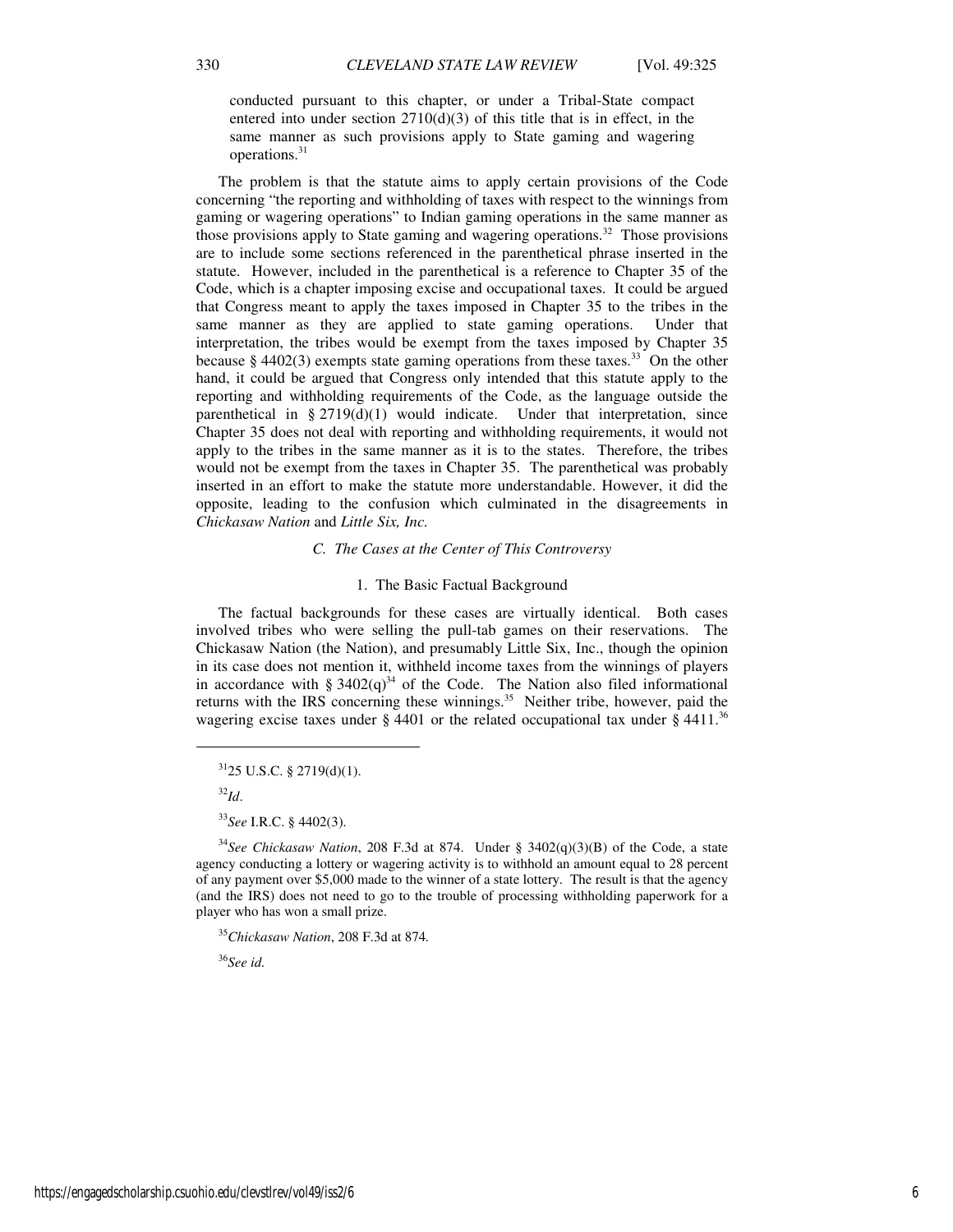> conducted pursuant to this chapter, or under a Tribal-State compact entered into under section 2710(d)(3) of this title that is in effect, in the same manner as such provisions apply to State gaming and wagering operations.[31]

The problem is that the statute aims to apply certain provisions of the Code concerning "the reporting and withholding of taxes with respect to the winnings from gaming or wagering operations" to Indian gaming operations in the same manner as those provisions apply to State gaming and wagering operations.[32] Those provisions are to include some sections referenced in the parenthetical phrase inserted in the statute. However, included in the parenthetical is a reference to Chapter 35 of the Code, which is a chapter imposing excise and occupational taxes. It could be argued that Congress meant to apply the taxes imposed in Chapter 35 to the tribes in the same manner as they are applied to state gaming operations. Under that interpretation, the tribes would be exempt from the taxes imposed by Chapter 35 because § 4402(3) exempts state gaming operations from these taxes.[33] On the other hand, it could be argued that Congress only intended that this statute apply to the reporting and withholding requirements of the Code, as the language outside the parenthetical in § 2719(d)(1) would indicate. Under that interpretation, since Chapter 35 does not deal with reporting and withholding requirements, it would not apply to the tribes in the same manner as it is to the states. Therefore, the tribes would not be exempt from the taxes in Chapter 35. The parenthetical was probably inserted in an effort to make the statute more understandable. However, it did the opposite, leading to the confusion which culminated in the disagreements in *Chickasaw Nation* and *Little Six, Inc.*

### *C. The Cases at the Center of This Controversy*

#### 1. The Basic Factual Background

The factual backgrounds for these cases are virtually identical. Both cases involved tribes who were selling the pull-tab games on their reservations. The Chickasaw Nation (the Nation), and presumably Little Six, Inc., though the opinion in its case does not mention it, withheld income taxes from the winnings of players in accordance with § 3402(q)[34] of the Code. The Nation also filed informational returns with the IRS concerning these winnings.[35] Neither tribe, however, paid the wagering excise taxes under § 4401 or the related occupational tax under § 4411.[36]

---

[31] 25 U.S.C. § 2719(d)(1).

[32] *Id*.

[33] *See* I.R.C. § 4402(3).

[34] *See Chickasaw Nation*, 208 F.3d at 874. Under § 3402(q)(3)(B) of the Code, a state agency conducting a lottery or wagering activity is to withhold an amount equal to 28 percent of any payment over $5,000 made to the winner of a state lottery. The result is that the agency (and the IRS) does not need to go to the trouble of processing withholding paperwork for a player who has won a small prize.

[35] *Chickasaw Nation*, 208 F.3d at 874.

[36] *See id.*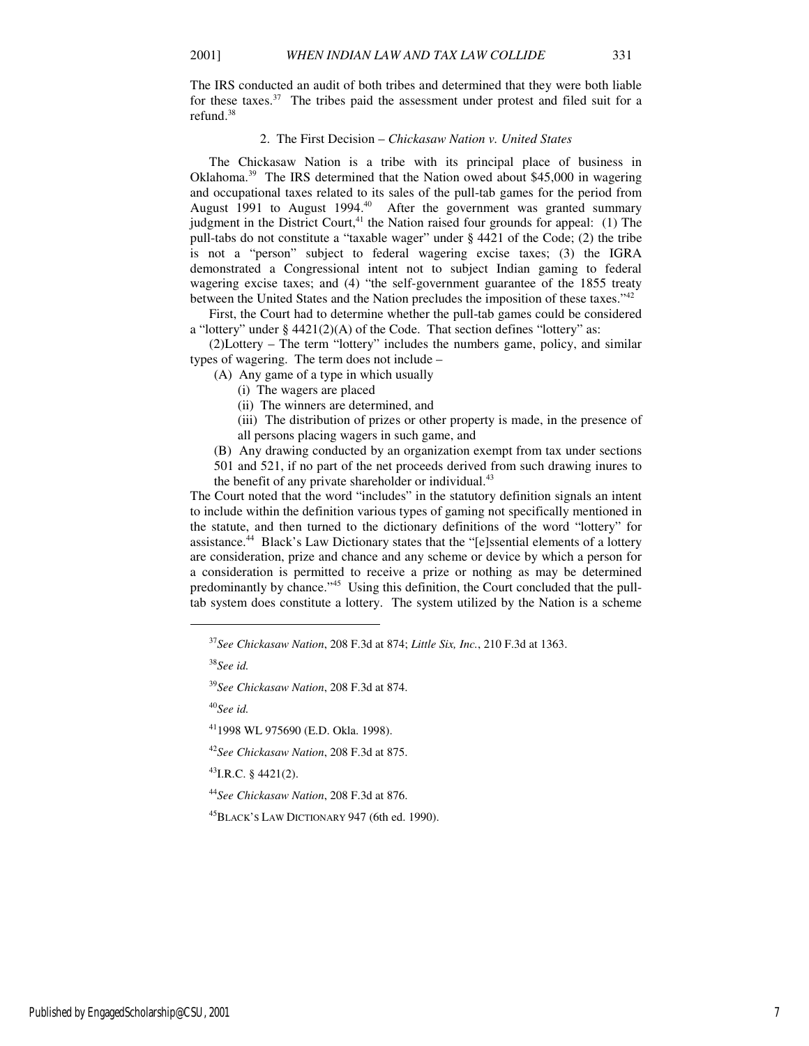The IRS conducted an audit of both tribes and determined that they were both liable for these taxes.[37] The tribes paid the assessment under protest and filed suit for a refund.[38]

### 2. The First Decision – *Chickasaw Nation v. United States*

The Chickasaw Nation is a tribe with its principal place of business in Oklahoma.[39] The IRS determined that the Nation owed about $45,000 in wagering and occupational taxes related to its sales of the pull-tab games for the period from August 1991 to August 1994.[40] After the government was granted summary judgment in the District Court,[41] the Nation raised four grounds for appeal: (1) The pull-tabs do not constitute a "taxable wager" under § 4421 of the Code; (2) the tribe is not a "person" subject to federal wagering excise taxes; (3) the IGRA demonstrated a Congressional intent not to subject Indian gaming to federal wagering excise taxes; and (4) "the self-government guarantee of the 1855 treaty between the United States and the Nation precludes the imposition of these taxes."[42]

First, the Court had to determine whether the pull-tab games could be considered a "lottery" under § 4421(2)(A) of the Code. That section defines "lottery" as:

(2)Lottery – The term "lottery" includes the numbers game, policy, and similar types of wagering. The term does not include –

- (A) Any game of a type in which usually
  - (i) The wagers are placed
  - (ii) The winners are determined, and
  - (iii) The distribution of prizes or other property is made, in the presence of all persons placing wagers in such game, and
- (B) Any drawing conducted by an organization exempt from tax under sections 501 and 521, if no part of the net proceeds derived from such drawing inures to the benefit of any private shareholder or individual.[43]

The Court noted that the word "includes" in the statutory definition signals an intent to include within the definition various types of gaming not specifically mentioned in the statute, and then turned to the dictionary definitions of the word "lottery" for assistance.[44] Black's Law Dictionary states that the "[e]ssential elements of a lottery are consideration, prize and chance and any scheme or device by which a person for a consideration is permitted to receive a prize or nothing as may be determined predominantly by chance."[45] Using this definition, the Court concluded that the pull-tab system does constitute a lottery. The system utilized by the Nation is a scheme

---

[37] *See Chickasaw Nation*, 208 F.3d at 874; *Little Six, Inc.*, 210 F.3d at 1363.

[38] *See id.*

[39] *See Chickasaw Nation*, 208 F.3d at 874.

[40] *See id.*

[41] 1998 WL 975690 (E.D. Okla. 1998).

[42] *See Chickasaw Nation*, 208 F.3d at 875.

[43] I.R.C. § 4421(2).

[44] *See Chickasaw Nation*, 208 F.3d at 876.

[45] BLACK'S LAW DICTIONARY 947 (6th ed. 1990).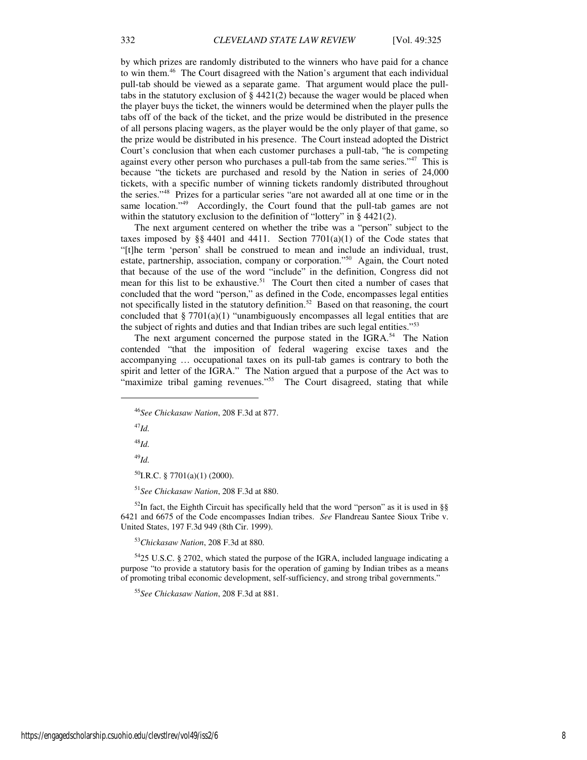by which prizes are randomly distributed to the winners who have paid for a chance to win them.[46] The Court disagreed with the Nation's argument that each individual pull-tab should be viewed as a separate game. That argument would place the pull-tabs in the statutory exclusion of § 4421(2) because the wager would be placed when the player buys the ticket, the winners would be determined when the player pulls the tabs off of the back of the ticket, and the prize would be distributed in the presence of all persons placing wagers, as the player would be the only player of that game, so the prize would be distributed in his presence. The Court instead adopted the District Court's conclusion that when each customer purchases a pull-tab, "he is competing against every other person who purchases a pull-tab from the same series."[47] This is because "the tickets are purchased and resold by the Nation in series of 24,000 tickets, with a specific number of winning tickets randomly distributed throughout the series."[48] Prizes for a particular series "are not awarded all at one time or in the same location."[49] Accordingly, the Court found that the pull-tab games are not within the statutory exclusion to the definition of "lottery" in § 4421(2).

The next argument centered on whether the tribe was a "person" subject to the taxes imposed by §§ 4401 and 4411. Section 7701(a)(1) of the Code states that "[t]he term 'person' shall be construed to mean and include an individual, trust, estate, partnership, association, company or corporation."[50] Again, the Court noted that because of the use of the word "include" in the definition, Congress did not mean for this list to be exhaustive.[51] The Court then cited a number of cases that concluded that the word "person," as defined in the Code, encompasses legal entities not specifically listed in the statutory definition.[52] Based on that reasoning, the court concluded that § 7701(a)(1) "unambiguously encompasses all legal entities that are the subject of rights and duties and that Indian tribes are such legal entities."[53]

The next argument concerned the purpose stated in the IGRA.[54] The Nation contended "that the imposition of federal wagering excise taxes and the accompanying … occupational taxes on its pull-tab games is contrary to both the spirit and letter of the IGRA." The Nation argued that a purpose of the Act was to "maximize tribal gaming revenues."[55] The Court disagreed, stating that while

---

[46]*See Chickasaw Nation*, 208 F.3d at 877.

[47]*Id.*

[48]*Id.*

[49]*Id.*

[50]I.R.C. § 7701(a)(1) (2000).

[51]*See Chickasaw Nation*, 208 F.3d at 880.

[52]In fact, the Eighth Circuit has specifically held that the word "person" as it is used in §§ 6421 and 6675 of the Code encompasses Indian tribes. *See* Flandreau Santee Sioux Tribe v. United States, 197 F.3d 949 (8th Cir. 1999).

[53]*Chickasaw Nation*, 208 F.3d at 880.

[54]25 U.S.C. § 2702, which stated the purpose of the IGRA, included language indicating a purpose "to provide a statutory basis for the operation of gaming by Indian tribes as a means of promoting tribal economic development, self-sufficiency, and strong tribal governments."

[55]*See Chickasaw Nation*, 208 F.3d at 881.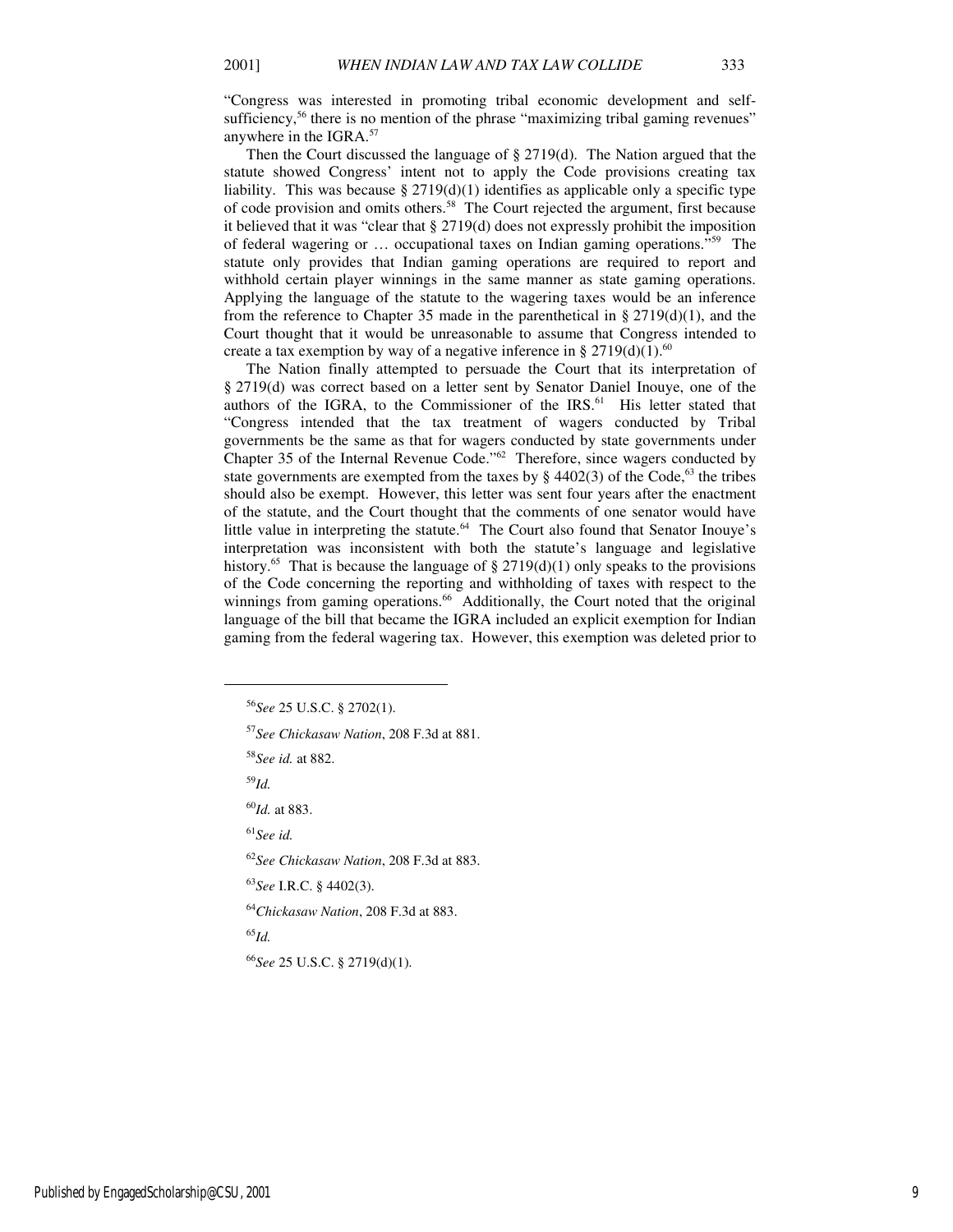"Congress was interested in promoting tribal economic development and self-sufficiency,[56] there is no mention of the phrase "maximizing tribal gaming revenues" anywhere in the IGRA.[57]

Then the Court discussed the language of § 2719(d). The Nation argued that the statute showed Congress' intent not to apply the Code provisions creating tax liability. This was because § 2719(d)(1) identifies as applicable only a specific type of code provision and omits others.[58] The Court rejected the argument, first because it believed that it was "clear that § 2719(d) does not expressly prohibit the imposition of federal wagering or … occupational taxes on Indian gaming operations."[59] The statute only provides that Indian gaming operations are required to report and withhold certain player winnings in the same manner as state gaming operations. Applying the language of the statute to the wagering taxes would be an inference from the reference to Chapter 35 made in the parenthetical in § 2719(d)(1), and the Court thought that it would be unreasonable to assume that Congress intended to create a tax exemption by way of a negative inference in § 2719(d)(1).[60]

The Nation finally attempted to persuade the Court that its interpretation of § 2719(d) was correct based on a letter sent by Senator Daniel Inouye, one of the authors of the IGRA, to the Commissioner of the IRS.[61] His letter stated that "Congress intended that the tax treatment of wagers conducted by Tribal governments be the same as that for wagers conducted by state governments under Chapter 35 of the Internal Revenue Code."[62] Therefore, since wagers conducted by state governments are exempted from the taxes by § 4402(3) of the Code,[63] the tribes should also be exempt. However, this letter was sent four years after the enactment of the statute, and the Court thought that the comments of one senator would have little value in interpreting the statute.[64] The Court also found that Senator Inouye's interpretation was inconsistent with both the statute's language and legislative history.[65] That is because the language of § 2719(d)(1) only speaks to the provisions of the Code concerning the reporting and withholding of taxes with respect to the winnings from gaming operations.[66] Additionally, the Court noted that the original language of the bill that became the IGRA included an explicit exemption for Indian gaming from the federal wagering tax. However, this exemption was deleted prior to

---

[56] *See* 25 U.S.C. § 2702(1).

[57] *See Chickasaw Nation*, 208 F.3d at 881.

[58] *See id.* at 882.

[59] *Id.*

[60] *Id.* at 883.

[61] *See id.*

[62] *See Chickasaw Nation*, 208 F.3d at 883.

[63] *See* I.R.C. § 4402(3).

[64] *Chickasaw Nation*, 208 F.3d at 883.

[65] *Id.*

[66] *See* 25 U.S.C. § 2719(d)(1).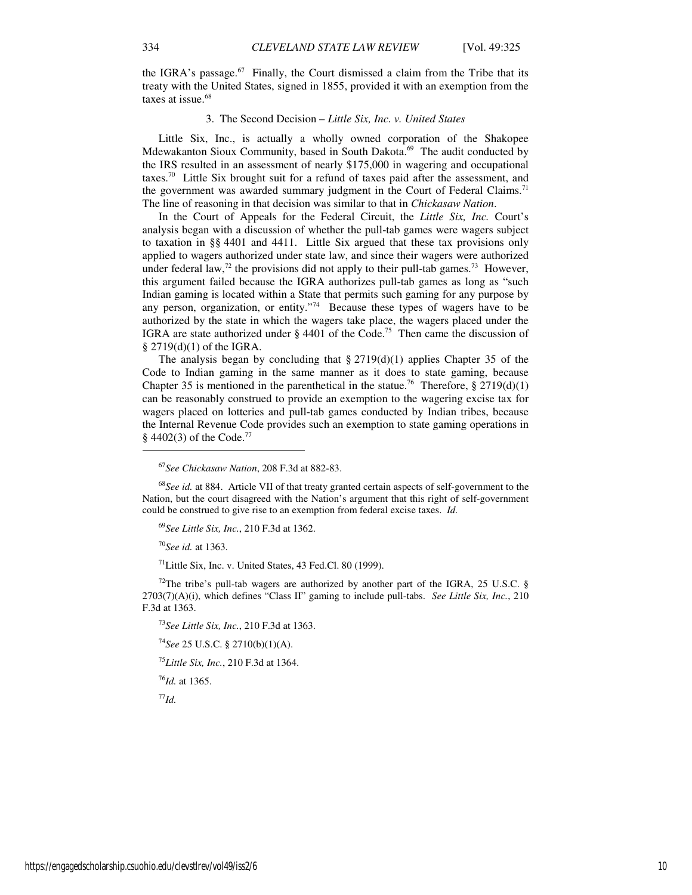the IGRA's passage.[67] Finally, the Court dismissed a claim from the Tribe that its treaty with the United States, signed in 1855, provided it with an exemption from the taxes at issue.[68]

### 3. The Second Decision – *Little Six, Inc. v. United States*

Little Six, Inc., is actually a wholly owned corporation of the Shakopee Mdewakanton Sioux Community, based in South Dakota.[69] The audit conducted by the IRS resulted in an assessment of nearly $175,000 in wagering and occupational taxes.[70] Little Six brought suit for a refund of taxes paid after the assessment, and the government was awarded summary judgment in the Court of Federal Claims.[71] The line of reasoning in that decision was similar to that in *Chickasaw Nation*.

In the Court of Appeals for the Federal Circuit, the *Little Six, Inc.* Court's analysis began with a discussion of whether the pull-tab games were wagers subject to taxation in §§ 4401 and 4411. Little Six argued that these tax provisions only applied to wagers authorized under state law, and since their wagers were authorized under federal law,[72] the provisions did not apply to their pull-tab games.[73] However, this argument failed because the IGRA authorizes pull-tab games as long as "such Indian gaming is located within a State that permits such gaming for any purpose by any person, organization, or entity."[74] Because these types of wagers have to be authorized by the state in which the wagers take place, the wagers placed under the IGRA are state authorized under § 4401 of the Code.[75] Then came the discussion of § 2719(d)(1) of the IGRA.

The analysis began by concluding that § 2719(d)(1) applies Chapter 35 of the Code to Indian gaming in the same manner as it does to state gaming, because Chapter 35 is mentioned in the parenthetical in the statue.[76] Therefore, § 2719(d)(1) can be reasonably construed to provide an exemption to the wagering excise tax for wagers placed on lotteries and pull-tab games conducted by Indian tribes, because the Internal Revenue Code provides such an exemption to state gaming operations in § 4402(3) of the Code.[77]

---

[67] *See Chickasaw Nation*, 208 F.3d at 882-83.

[68] *See id.* at 884. Article VII of that treaty granted certain aspects of self-government to the Nation, but the court disagreed with the Nation's argument that this right of self-government could be construed to give rise to an exemption from federal excise taxes. *Id.*

[69] *See Little Six, Inc.*, 210 F.3d at 1362.

[70] *See id.* at 1363.

[71] Little Six, Inc. v. United States, 43 Fed.Cl. 80 (1999).

[72] The tribe's pull-tab wagers are authorized by another part of the IGRA, 25 U.S.C. § 2703(7)(A)(i), which defines "Class II" gaming to include pull-tabs. *See Little Six, Inc.*, 210 F.3d at 1363.

[73] *See Little Six, Inc.*, 210 F.3d at 1363.

[74] *See* 25 U.S.C. § 2710(b)(1)(A).

[75] *Little Six, Inc.*, 210 F.3d at 1364.

[76] *Id.* at 1365.

[77] *Id.*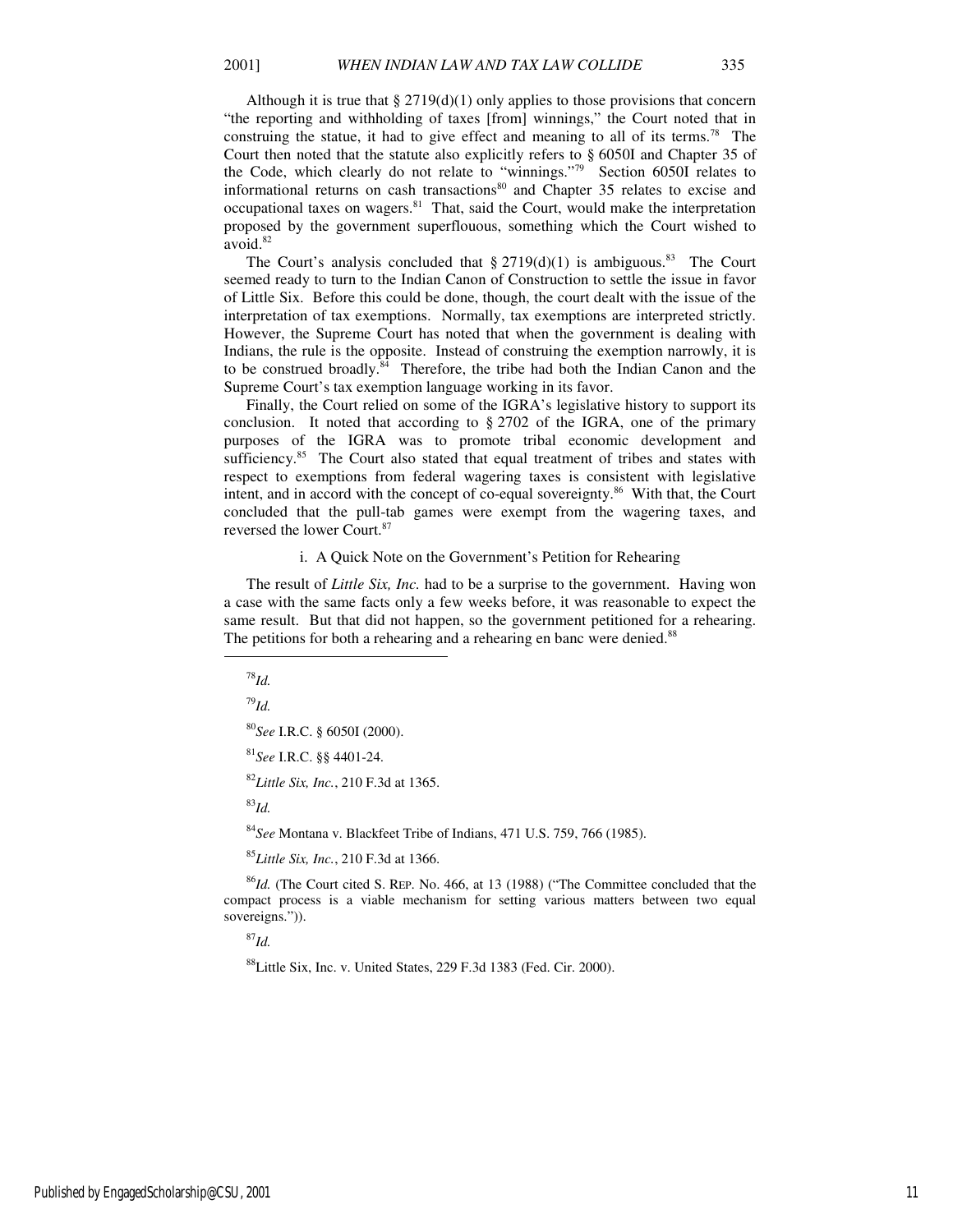Although it is true that § 2719(d)(1) only applies to those provisions that concern "the reporting and withholding of taxes [from] winnings," the Court noted that in construing the statue, it had to give effect and meaning to all of its terms.[78] The Court then noted that the statute also explicitly refers to § 6050I and Chapter 35 of the Code, which clearly do not relate to "winnings."[79] Section 6050I relates to informational returns on cash transactions[80] and Chapter 35 relates to excise and occupational taxes on wagers.[81] That, said the Court, would make the interpretation proposed by the government superflouous, something which the Court wished to avoid.[82]

The Court's analysis concluded that § 2719(d)(1) is ambiguous.[83] The Court seemed ready to turn to the Indian Canon of Construction to settle the issue in favor of Little Six. Before this could be done, though, the court dealt with the issue of the interpretation of tax exemptions. Normally, tax exemptions are interpreted strictly. However, the Supreme Court has noted that when the government is dealing with Indians, the rule is the opposite. Instead of construing the exemption narrowly, it is to be construed broadly.[84] Therefore, the tribe had both the Indian Canon and the Supreme Court's tax exemption language working in its favor.

Finally, the Court relied on some of the IGRA's legislative history to support its conclusion. It noted that according to § 2702 of the IGRA, one of the primary purposes of the IGRA was to promote tribal economic development and sufficiency.[85] The Court also stated that equal treatment of tribes and states with respect to exemptions from federal wagering taxes is consistent with legislative intent, and in accord with the concept of co-equal sovereignty.[86] With that, the Court concluded that the pull-tab games were exempt from the wagering taxes, and reversed the lower Court.[87]

i. A Quick Note on the Government's Petition for Rehearing

The result of *Little Six, Inc.* had to be a surprise to the government. Having won a case with the same facts only a few weeks before, it was reasonable to expect the same result. But that did not happen, so the government petitioned for a rehearing. The petitions for both a rehearing and a rehearing en banc were denied.[88]

---

[78]*Id.*

[79]*Id.*

[80]*See* I.R.C. § 6050I (2000).

[81]*See* I.R.C. §§ 4401-24.

[82]*Little Six, Inc.*, 210 F.3d at 1365.

[83]*Id.*

[84]*See* Montana v. Blackfeet Tribe of Indians, 471 U.S. 759, 766 (1985).

[85]*Little Six, Inc.*, 210 F.3d at 1366.

[86]*Id.* (The Court cited S. REP. No. 466, at 13 (1988) ("The Committee concluded that the compact process is a viable mechanism for setting various matters between two equal sovereigns.")).

[87]*Id.*

[88]Little Six, Inc. v. United States, 229 F.3d 1383 (Fed. Cir. 2000).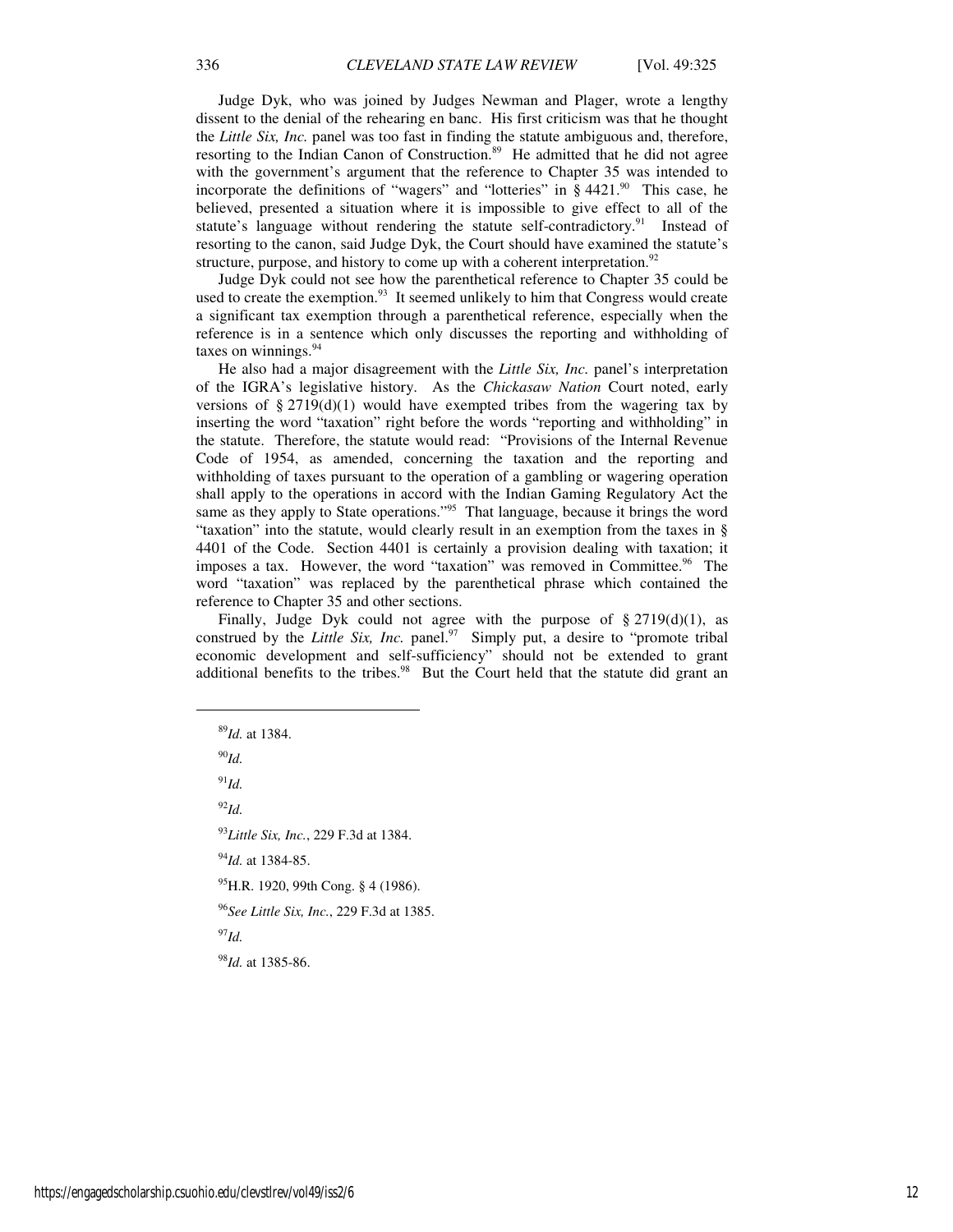Judge Dyk, who was joined by Judges Newman and Plager, wrote a lengthy dissent to the denial of the rehearing en banc. His first criticism was that he thought the *Little Six, Inc.* panel was too fast in finding the statute ambiguous and, therefore, resorting to the Indian Canon of Construction.[89] He admitted that he did not agree with the government's argument that the reference to Chapter 35 was intended to incorporate the definitions of "wagers" and "lotteries" in § 4421.[90] This case, he believed, presented a situation where it is impossible to give effect to all of the statute's language without rendering the statute self-contradictory.[91] Instead of resorting to the canon, said Judge Dyk, the Court should have examined the statute's structure, purpose, and history to come up with a coherent interpretation.[92]

Judge Dyk could not see how the parenthetical reference to Chapter 35 could be used to create the exemption.[93] It seemed unlikely to him that Congress would create a significant tax exemption through a parenthetical reference, especially when the reference is in a sentence which only discusses the reporting and withholding of taxes on winnings.[94]

He also had a major disagreement with the *Little Six, Inc.* panel's interpretation of the IGRA's legislative history. As the *Chickasaw Nation* Court noted, early versions of § 2719(d)(1) would have exempted tribes from the wagering tax by inserting the word "taxation" right before the words "reporting and withholding" in the statute. Therefore, the statute would read: "Provisions of the Internal Revenue Code of 1954, as amended, concerning the taxation and the reporting and withholding of taxes pursuant to the operation of a gambling or wagering operation shall apply to the operations in accord with the Indian Gaming Regulatory Act the same as they apply to State operations."[95] That language, because it brings the word "taxation" into the statute, would clearly result in an exemption from the taxes in § 4401 of the Code. Section 4401 is certainly a provision dealing with taxation; it imposes a tax. However, the word "taxation" was removed in Committee.[96] The word "taxation" was replaced by the parenthetical phrase which contained the reference to Chapter 35 and other sections.

Finally, Judge Dyk could not agree with the purpose of § 2719(d)(1), as construed by the *Little Six, Inc.* panel.[97] Simply put, a desire to "promote tribal economic development and self-sufficiency" should not be extended to grant additional benefits to the tribes.[98] But the Court held that the statute did grant an

---

[89] *Id.* at 1384.

[90] *Id.*

[91] *Id.*

[92] *Id.*

[93] *Little Six, Inc.*, 229 F.3d at 1384.

[94] *Id.* at 1384-85.

[95] H.R. 1920, 99th Cong. § 4 (1986).

[96] *See Little Six, Inc.*, 229 F.3d at 1385.

[97] *Id.*

[98] *Id.* at 1385-86.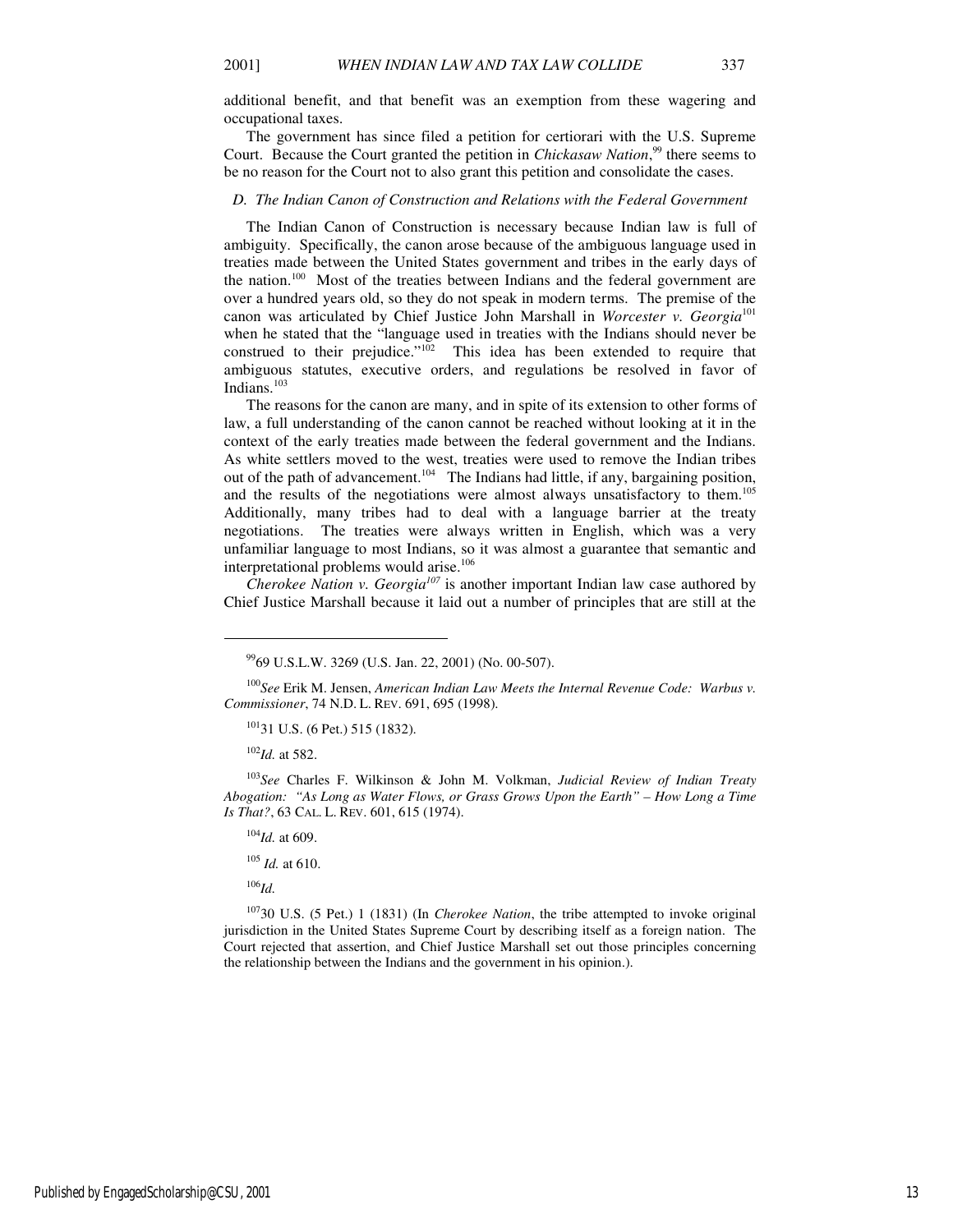additional benefit, and that benefit was an exemption from these wagering and occupational taxes.

The government has since filed a petition for certiorari with the U.S. Supreme Court. Because the Court granted the petition in *Chickasaw Nation*,[99] there seems to be no reason for the Court not to also grant this petition and consolidate the cases.

### D. The Indian Canon of Construction and Relations with the Federal Government

The Indian Canon of Construction is necessary because Indian law is full of ambiguity. Specifically, the canon arose because of the ambiguous language used in treaties made between the United States government and tribes in the early days of the nation.[100] Most of the treaties between Indians and the federal government are over a hundred years old, so they do not speak in modern terms. The premise of the canon was articulated by Chief Justice John Marshall in *Worcester v. Georgia*[101] when he stated that the "language used in treaties with the Indians should never be construed to their prejudice."[102] This idea has been extended to require that ambiguous statutes, executive orders, and regulations be resolved in favor of Indians.[103]

The reasons for the canon are many, and in spite of its extension to other forms of law, a full understanding of the canon cannot be reached without looking at it in the context of the early treaties made between the federal government and the Indians. As white settlers moved to the west, treaties were used to remove the Indian tribes out of the path of advancement.[104] The Indians had little, if any, bargaining position, and the results of the negotiations were almost always unsatisfactory to them.[105] Additionally, many tribes had to deal with a language barrier at the treaty negotiations. The treaties were always written in English, which was a very unfamiliar language to most Indians, so it was almost a guarantee that semantic and interpretational problems would arise.[106]

*Cherokee Nation v. Georgia*[107] is another important Indian law case authored by Chief Justice Marshall because it laid out a number of principles that are still at the

---

[99] 69 U.S.L.W. 3269 (U.S. Jan. 22, 2001) (No. 00-507).

[100] *See* Erik M. Jensen, *American Indian Law Meets the Internal Revenue Code: Warbus v. Commissioner*, 74 N.D. L. REV. 691, 695 (1998).

[101] 31 U.S. (6 Pet.) 515 (1832).

[102] *Id.* at 582.

[103] *See* Charles F. Wilkinson & John M. Volkman, *Judicial Review of Indian Treaty Abogation: "As Long as Water Flows, or Grass Grows Upon the Earth" – How Long a Time Is That?*, 63 CAL. L. REV. 601, 615 (1974).

[104] *Id.* at 609.

[105] *Id.* at 610.

[106] *Id.*

[107] 30 U.S. (5 Pet.) 1 (1831) (In *Cherokee Nation*, the tribe attempted to invoke original jurisdiction in the United States Supreme Court by describing itself as a foreign nation. The Court rejected that assertion, and Chief Justice Marshall set out those principles concerning the relationship between the Indians and the government in his opinion.).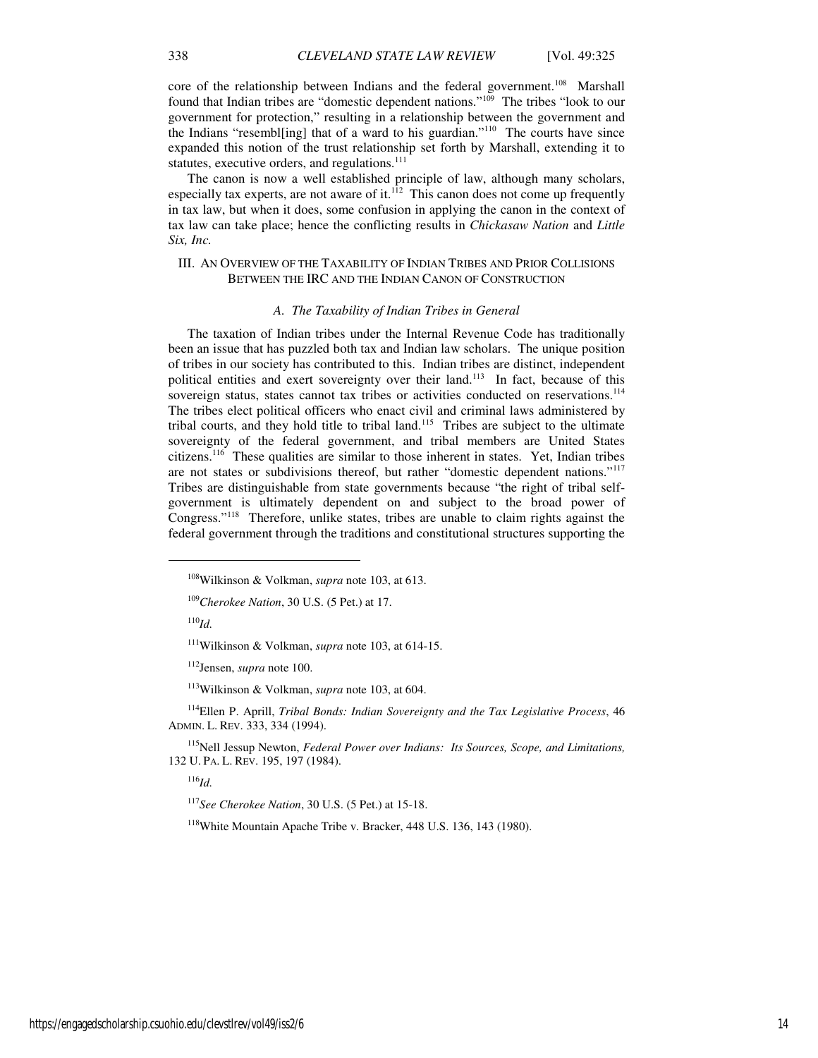core of the relationship between Indians and the federal government.[108] Marshall found that Indian tribes are "domestic dependent nations."[109] The tribes "look to our government for protection," resulting in a relationship between the government and the Indians "resembl[ing] that of a ward to his guardian."[110] The courts have since expanded this notion of the trust relationship set forth by Marshall, extending it to statutes, executive orders, and regulations.[111]

The canon is now a well established principle of law, although many scholars, especially tax experts, are not aware of it.[112] This canon does not come up frequently in tax law, but when it does, some confusion in applying the canon in the context of tax law can take place; hence the conflicting results in *Chickasaw Nation* and *Little Six, Inc.*

## III. An Overview of the Taxability of Indian Tribes and Prior Collisions Between the IRC and the Indian Canon of Construction

### *A. The Taxability of Indian Tribes in General*

The taxation of Indian tribes under the Internal Revenue Code has traditionally been an issue that has puzzled both tax and Indian law scholars. The unique position of tribes in our society has contributed to this. Indian tribes are distinct, independent political entities and exert sovereignty over their land.[113] In fact, because of this sovereign status, states cannot tax tribes or activities conducted on reservations.[114] The tribes elect political officers who enact civil and criminal laws administered by tribal courts, and they hold title to tribal land.[115] Tribes are subject to the ultimate sovereignty of the federal government, and tribal members are United States citizens.[116] These qualities are similar to those inherent in states. Yet, Indian tribes are not states or subdivisions thereof, but rather "domestic dependent nations."[117] Tribes are distinguishable from state governments because "the right of tribal self-government is ultimately dependent on and subject to the broad power of Congress."[118] Therefore, unlike states, tribes are unable to claim rights against the federal government through the traditions and constitutional structures supporting the

---

[108] Wilkinson & Volkman, *supra* note 103, at 613.

[109] *Cherokee Nation*, 30 U.S. (5 Pet.) at 17.

[110] *Id.*

[111] Wilkinson & Volkman, *supra* note 103, at 614-15.

[112] Jensen, *supra* note 100.

[113] Wilkinson & Volkman, *supra* note 103, at 604.

[114] Ellen P. Aprill, *Tribal Bonds: Indian Sovereignty and the Tax Legislative Process*, 46 Admin. L. Rev. 333, 334 (1994).

[115] Nell Jessup Newton, *Federal Power over Indians: Its Sources, Scope, and Limitations,* 132 U. Pa. L. Rev. 195, 197 (1984).

[116] *Id.*

[117] *See Cherokee Nation*, 30 U.S. (5 Pet.) at 15-18.

[118] White Mountain Apache Tribe v. Bracker, 448 U.S. 136, 143 (1980).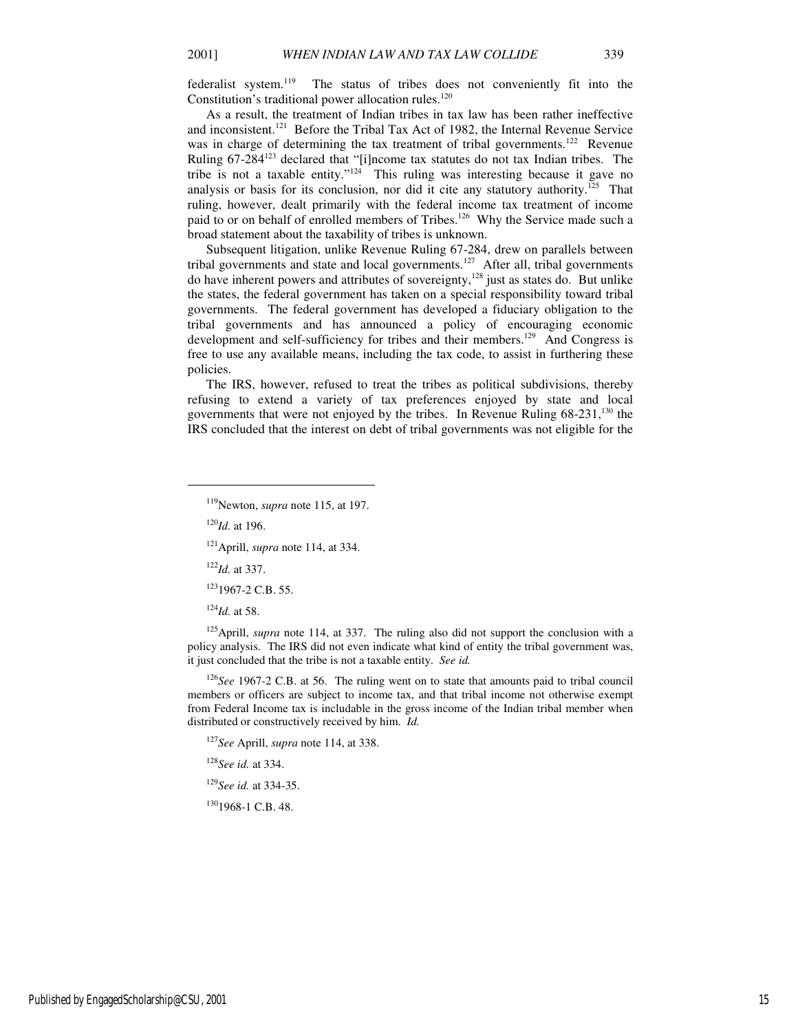federalist system.[119] The status of tribes does not conveniently fit into the Constitution's traditional power allocation rules.[120]

As a result, the treatment of Indian tribes in tax law has been rather ineffective and inconsistent.[121] Before the Tribal Tax Act of 1982, the Internal Revenue Service was in charge of determining the tax treatment of tribal governments.[122] Revenue Ruling 67-284[123] declared that "[i]ncome tax statutes do not tax Indian tribes. The tribe is not a taxable entity."[124] This ruling was interesting because it gave no analysis or basis for its conclusion, nor did it cite any statutory authority.[125] That ruling, however, dealt primarily with the federal income tax treatment of income paid to or on behalf of enrolled members of Tribes.[126] Why the Service made such a broad statement about the taxability of tribes is unknown.

Subsequent litigation, unlike Revenue Ruling 67-284, drew on parallels between tribal governments and state and local governments.[127] After all, tribal governments do have inherent powers and attributes of sovereignty,[128] just as states do. But unlike the states, the federal government has taken on a special responsibility toward tribal governments. The federal government has developed a fiduciary obligation to the tribal governments and has announced a policy of encouraging economic development and self-sufficiency for tribes and their members.[129] And Congress is free to use any available means, including the tax code, to assist in furthering these policies.

The IRS, however, refused to treat the tribes as political subdivisions, thereby refusing to extend a variety of tax preferences enjoyed by state and local governments that were not enjoyed by the tribes. In Revenue Ruling 68-231,[130] the IRS concluded that the interest on debt of tribal governments was not eligible for the

---

[119]Newton, *supra* note 115, at 197.

[120]*Id.* at 196.

[121]Aprill, *supra* note 114, at 334.

[122]*Id.* at 337.

[123]1967-2 C.B. 55.

[124]*Id.* at 58.

[125]Aprill, *supra* note 114, at 337. The ruling also did not support the conclusion with a policy analysis. The IRS did not even indicate what kind of entity the tribal government was, it just concluded that the tribe is not a taxable entity. *See id.*

[126]*See* 1967-2 C.B. at 56. The ruling went on to state that amounts paid to tribal council members or officers are subject to income tax, and that tribal income not otherwise exempt from Federal Income tax is includable in the gross income of the Indian tribal member when distributed or constructively received by him. *Id.*

[127]*See* Aprill, *supra* note 114, at 338.

[128]*See id.* at 334.

[129]*See id.* at 334-35.

[130]1968-1 C.B. 48.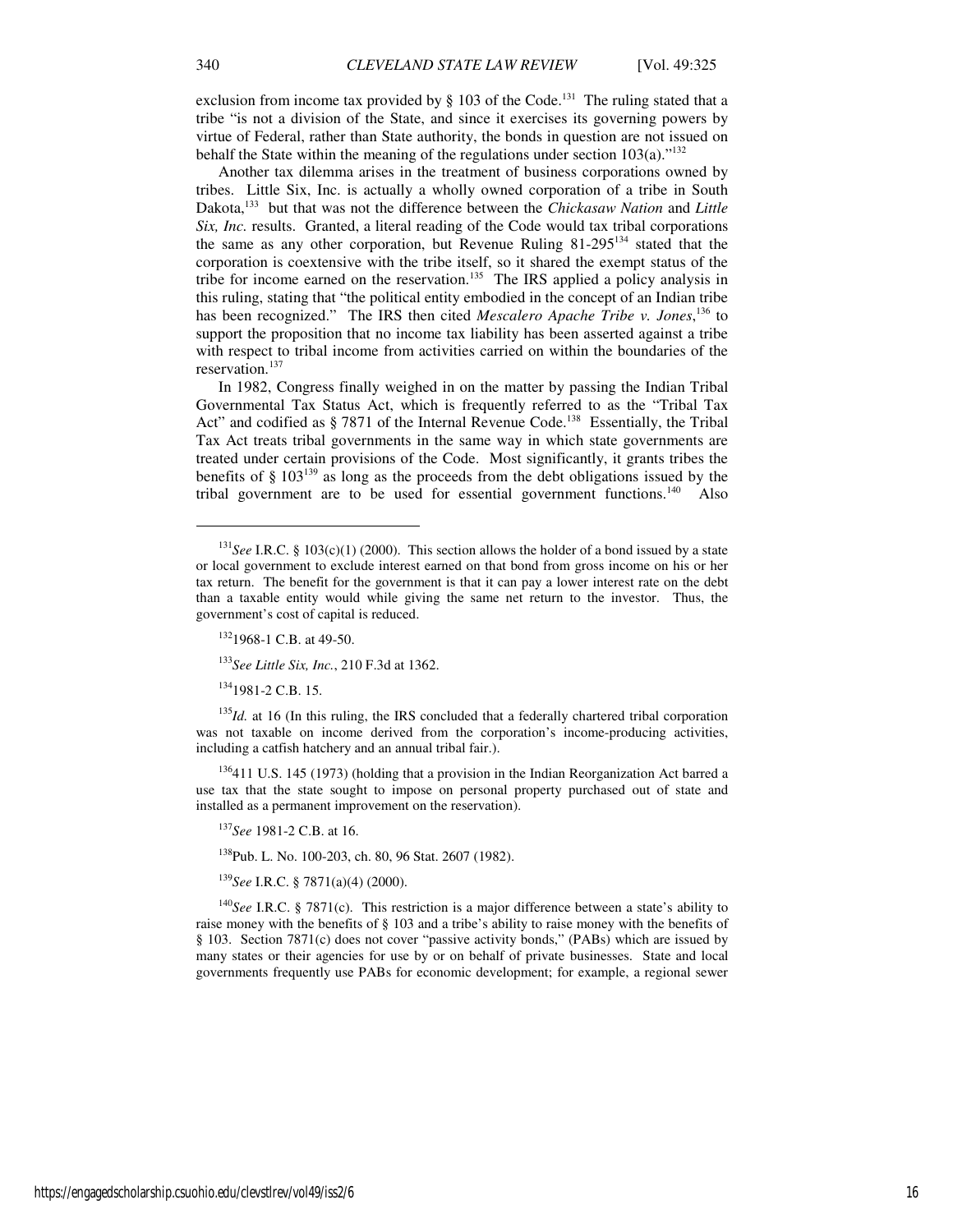exclusion from income tax provided by § 103 of the Code.[131] The ruling stated that a tribe "is not a division of the State, and since it exercises its governing powers by virtue of Federal, rather than State authority, the bonds in question are not issued on behalf the State within the meaning of the regulations under section 103(a)."[132]

Another tax dilemma arises in the treatment of business corporations owned by tribes. Little Six, Inc. is actually a wholly owned corporation of a tribe in South Dakota,[133] but that was not the difference between the *Chickasaw Nation* and *Little Six, Inc.* results. Granted, a literal reading of the Code would tax tribal corporations the same as any other corporation, but Revenue Ruling 81-295[134] stated that the corporation is coextensive with the tribe itself, so it shared the exempt status of the tribe for income earned on the reservation.[135] The IRS applied a policy analysis in this ruling, stating that "the political entity embodied in the concept of an Indian tribe has been recognized." The IRS then cited *Mescalero Apache Tribe v. Jones*,[136] to support the proposition that no income tax liability has been asserted against a tribe with respect to tribal income from activities carried on within the boundaries of the reservation.[137]

In 1982, Congress finally weighed in on the matter by passing the Indian Tribal Governmental Tax Status Act, which is frequently referred to as the "Tribal Tax Act" and codified as § 7871 of the Internal Revenue Code.[138] Essentially, the Tribal Tax Act treats tribal governments in the same way in which state governments are treated under certain provisions of the Code. Most significantly, it grants tribes the benefits of § 103[139] as long as the proceeds from the debt obligations issued by the tribal government are to be used for essential government functions.[140] Also

---

[131] *See* I.R.C. § 103(c)(1) (2000). This section allows the holder of a bond issued by a state or local government to exclude interest earned on that bond from gross income on his or her tax return. The benefit for the government is that it can pay a lower interest rate on the debt than a taxable entity would while giving the same net return to the investor. Thus, the government's cost of capital is reduced.

[132] 1968-1 C.B. at 49-50.

[133] *See Little Six, Inc.*, 210 F.3d at 1362.

[134] 1981-2 C.B. 15.

[135] *Id.* at 16 (In this ruling, the IRS concluded that a federally chartered tribal corporation was not taxable on income derived from the corporation's income-producing activities, including a catfish hatchery and an annual tribal fair.).

[136] 411 U.S. 145 (1973) (holding that a provision in the Indian Reorganization Act barred a use tax that the state sought to impose on personal property purchased out of state and installed as a permanent improvement on the reservation).

[137] *See* 1981-2 C.B. at 16.

[138] Pub. L. No. 100-203, ch. 80, 96 Stat. 2607 (1982).

[139] *See* I.R.C. § 7871(a)(4) (2000).

[140] *See* I.R.C. § 7871(c). This restriction is a major difference between a state's ability to raise money with the benefits of § 103 and a tribe's ability to raise money with the benefits of § 103. Section 7871(c) does not cover "passive activity bonds," (PABs) which are issued by many states or their agencies for use by or on behalf of private businesses. State and local governments frequently use PABs for economic development; for example, a regional sewer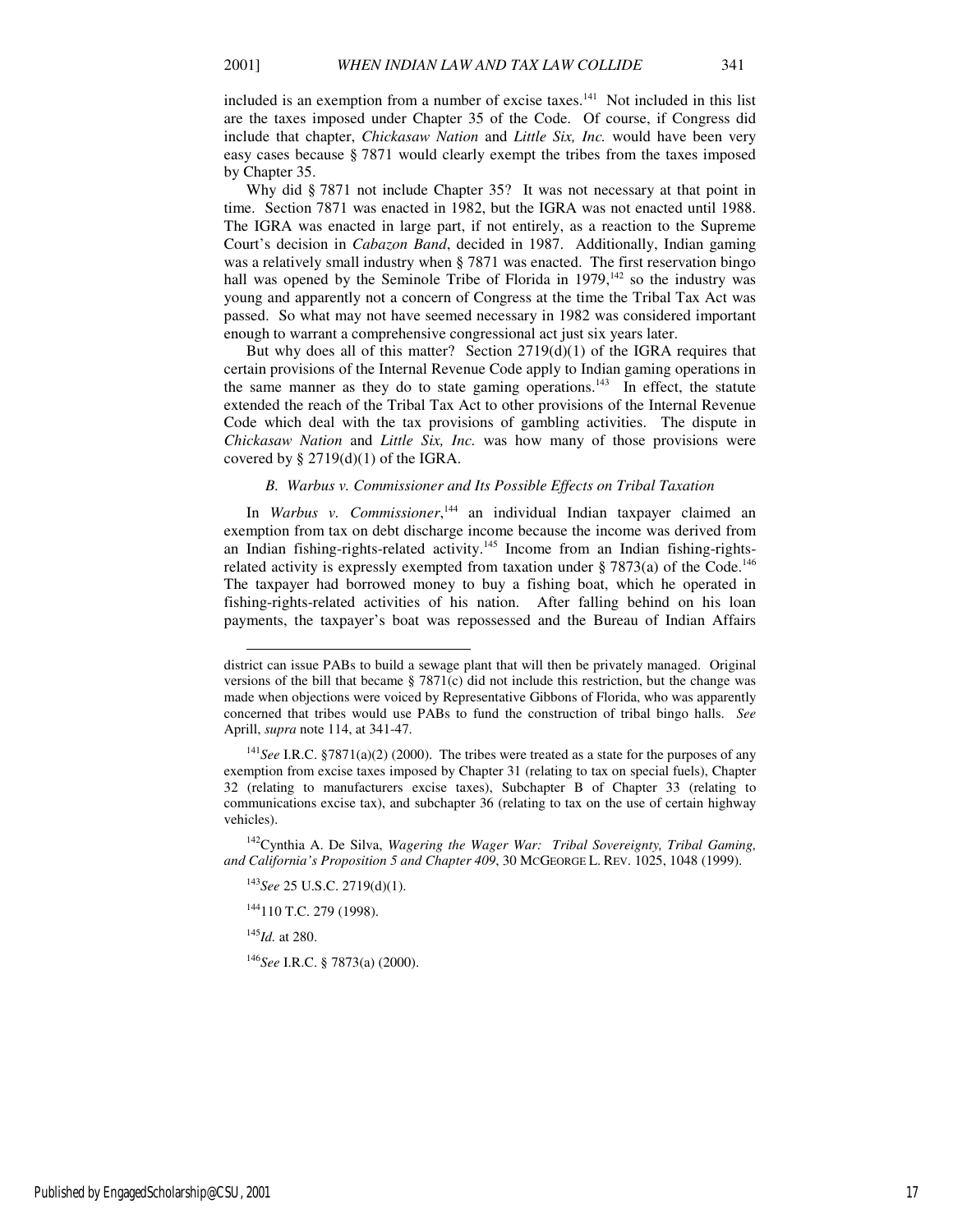included is an exemption from a number of excise taxes.[141] Not included in this list are the taxes imposed under Chapter 35 of the Code. Of course, if Congress did include that chapter, *Chickasaw Nation* and *Little Six, Inc.* would have been very easy cases because § 7871 would clearly exempt the tribes from the taxes imposed by Chapter 35.

Why did § 7871 not include Chapter 35? It was not necessary at that point in time. Section 7871 was enacted in 1982, but the IGRA was not enacted until 1988. The IGRA was enacted in large part, if not entirely, as a reaction to the Supreme Court's decision in *Cabazon Band*, decided in 1987. Additionally, Indian gaming was a relatively small industry when § 7871 was enacted. The first reservation bingo hall was opened by the Seminole Tribe of Florida in 1979,[142] so the industry was young and apparently not a concern of Congress at the time the Tribal Tax Act was passed. So what may not have seemed necessary in 1982 was considered important enough to warrant a comprehensive congressional act just six years later.

But why does all of this matter? Section 2719(d)(1) of the IGRA requires that certain provisions of the Internal Revenue Code apply to Indian gaming operations in the same manner as they do to state gaming operations.[143] In effect, the statute extended the reach of the Tribal Tax Act to other provisions of the Internal Revenue Code which deal with the tax provisions of gambling activities. The dispute in *Chickasaw Nation* and *Little Six, Inc.* was how many of those provisions were covered by § 2719(d)(1) of the IGRA.

### *B. Warbus v. Commissioner and Its Possible Effects on Tribal Taxation*

In *Warbus v. Commissioner*,[144] an individual Indian taxpayer claimed an exemption from tax on debt discharge income because the income was derived from an Indian fishing-rights-related activity.[145] Income from an Indian fishing-rights-related activity is expressly exempted from taxation under § 7873(a) of the Code.[146] The taxpayer had borrowed money to buy a fishing boat, which he operated in fishing-rights-related activities of his nation. After falling behind on his loan payments, the taxpayer's boat was repossessed and the Bureau of Indian Affairs

---

district can issue PABs to build a sewage plant that will then be privately managed. Original versions of the bill that became § 7871(c) did not include this restriction, but the change was made when objections were voiced by Representative Gibbons of Florida, who was apparently concerned that tribes would use PABs to fund the construction of tribal bingo halls. *See* Aprill, *supra* note 114, at 341-47.

[141] *See* I.R.C. §7871(a)(2) (2000). The tribes were treated as a state for the purposes of any exemption from excise taxes imposed by Chapter 31 (relating to tax on special fuels), Chapter 32 (relating to manufacturers excise taxes), Subchapter B of Chapter 33 (relating to communications excise tax), and subchapter 36 (relating to tax on the use of certain highway vehicles).

[142] Cynthia A. De Silva, *Wagering the Wager War: Tribal Sovereignty, Tribal Gaming, and California's Proposition 5 and Chapter 409*, 30 McGeorge L. Rev. 1025, 1048 (1999).

[143] *See* 25 U.S.C. 2719(d)(1).

[144] 110 T.C. 279 (1998).

[145] *Id.* at 280.

[146] *See* I.R.C. § 7873(a) (2000).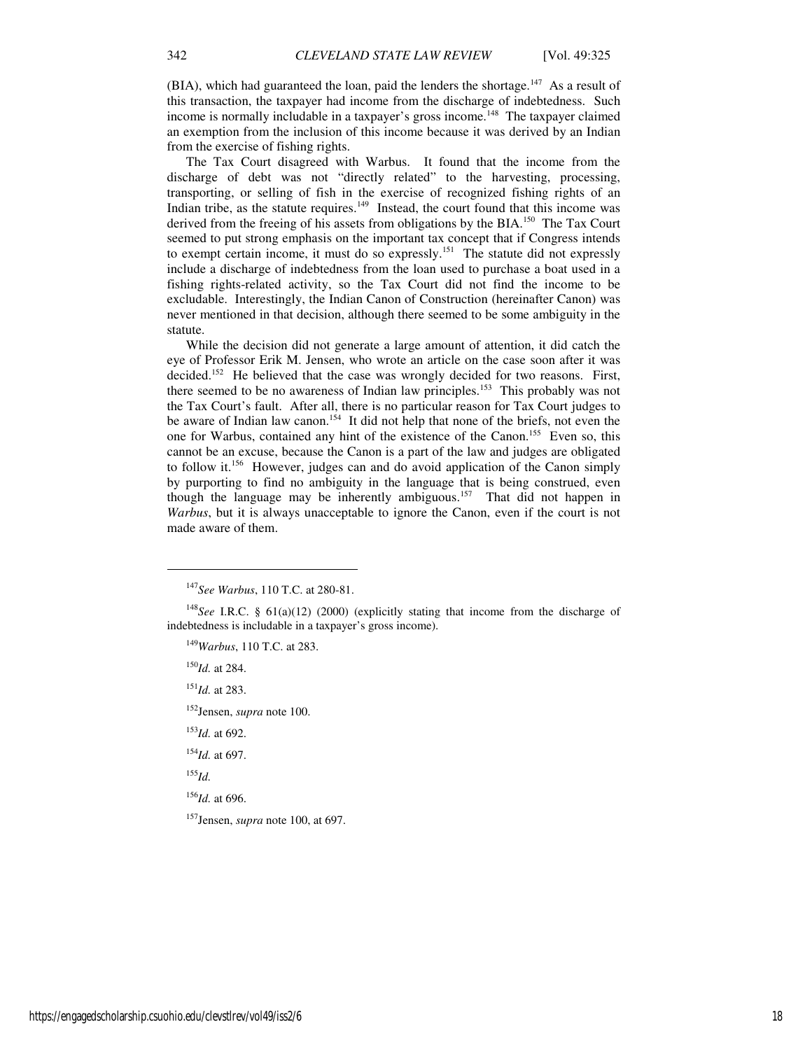(BIA), which had guaranteed the loan, paid the lenders the shortage.[147] As a result of this transaction, the taxpayer had income from the discharge of indebtedness. Such income is normally includable in a taxpayer's gross income.[148] The taxpayer claimed an exemption from the inclusion of this income because it was derived by an Indian from the exercise of fishing rights.

The Tax Court disagreed with Warbus. It found that the income from the discharge of debt was not "directly related" to the harvesting, processing, transporting, or selling of fish in the exercise of recognized fishing rights of an Indian tribe, as the statute requires.[149] Instead, the court found that this income was derived from the freeing of his assets from obligations by the BIA.[150] The Tax Court seemed to put strong emphasis on the important tax concept that if Congress intends to exempt certain income, it must do so expressly.[151] The statute did not expressly include a discharge of indebtedness from the loan used to purchase a boat used in a fishing rights-related activity, so the Tax Court did not find the income to be excludable. Interestingly, the Indian Canon of Construction (hereinafter Canon) was never mentioned in that decision, although there seemed to be some ambiguity in the statute.

While the decision did not generate a large amount of attention, it did catch the eye of Professor Erik M. Jensen, who wrote an article on the case soon after it was decided.[152] He believed that the case was wrongly decided for two reasons. First, there seemed to be no awareness of Indian law principles.[153] This probably was not the Tax Court's fault. After all, there is no particular reason for Tax Court judges to be aware of Indian law canon.[154] It did not help that none of the briefs, not even the one for Warbus, contained any hint of the existence of the Canon.[155] Even so, this cannot be an excuse, because the Canon is a part of the law and judges are obligated to follow it.[156] However, judges can and do avoid application of the Canon simply by purporting to find no ambiguity in the language that is being construed, even though the language may be inherently ambiguous.[157] That did not happen in *Warbus*, but it is always unacceptable to ignore the Canon, even if the court is not made aware of them.

---

[147] *See Warbus*, 110 T.C. at 280-81.

[148] *See* I.R.C. § 61(a)(12) (2000) (explicitly stating that income from the discharge of indebtedness is includable in a taxpayer's gross income).

[149] *Warbus*, 110 T.C. at 283.

[150] *Id.* at 284.

[151] *Id.* at 283.

[152] Jensen, *supra* note 100.

[153] *Id.* at 692.

[154] *Id.* at 697.

[155] *Id.*

[156] *Id.* at 696.

[157] Jensen, *supra* note 100, at 697.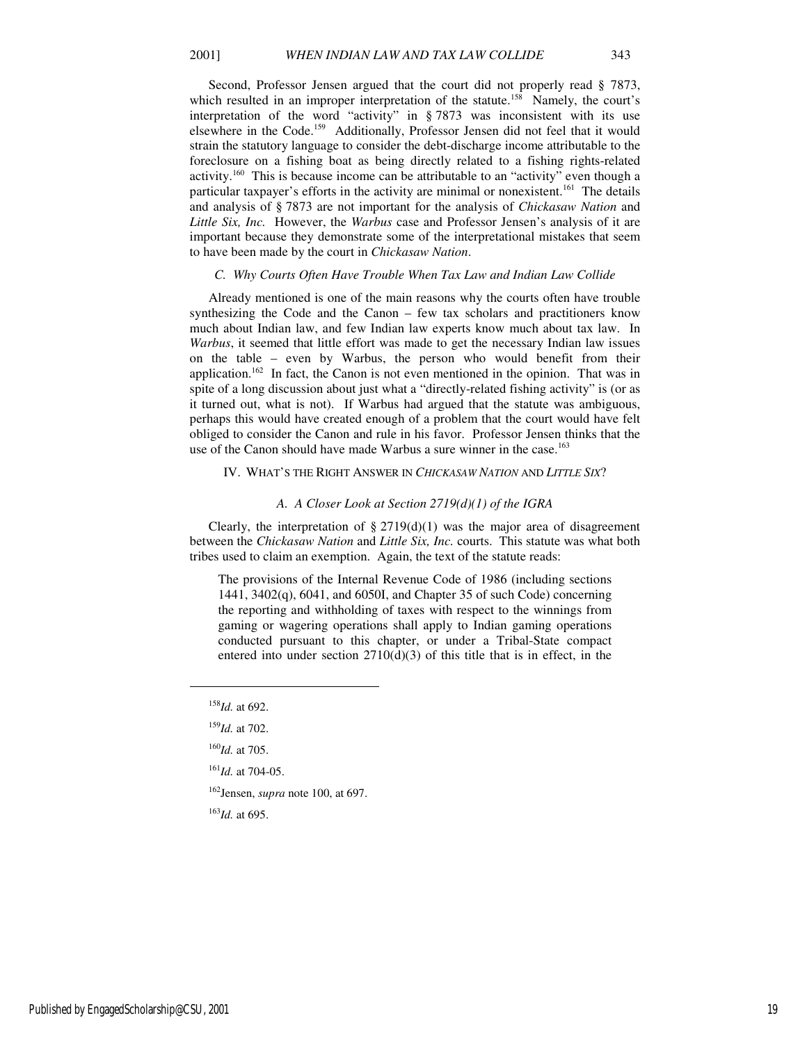Second, Professor Jensen argued that the court did not properly read § 7873, which resulted in an improper interpretation of the statute.[158] Namely, the court's interpretation of the word "activity" in § 7873 was inconsistent with its use elsewhere in the Code.[159] Additionally, Professor Jensen did not feel that it would strain the statutory language to consider the debt-discharge income attributable to the foreclosure on a fishing boat as being directly related to a fishing rights-related activity.[160] This is because income can be attributable to an "activity" even though a particular taxpayer's efforts in the activity are minimal or nonexistent.[161] The details and analysis of § 7873 are not important for the analysis of *Chickasaw Nation* and *Little Six, Inc.* However, the *Warbus* case and Professor Jensen's analysis of it are important because they demonstrate some of the interpretational mistakes that seem to have been made by the court in *Chickasaw Nation*.

### *C. Why Courts Often Have Trouble When Tax Law and Indian Law Collide*

Already mentioned is one of the main reasons why the courts often have trouble synthesizing the Code and the Canon – few tax scholars and practitioners know much about Indian law, and few Indian law experts know much about tax law. In *Warbus*, it seemed that little effort was made to get the necessary Indian law issues on the table – even by Warbus, the person who would benefit from their application.[162] In fact, the Canon is not even mentioned in the opinion. That was in spite of a long discussion about just what a "directly-related fishing activity" is (or as it turned out, what is not). If Warbus had argued that the statute was ambiguous, perhaps this would have created enough of a problem that the court would have felt obliged to consider the Canon and rule in his favor. Professor Jensen thinks that the use of the Canon should have made Warbus a sure winner in the case.[163]

## IV. What's the Right Answer in *Chickasaw Nation* and *Little Six*?

### *A. A Closer Look at Section 2719(d)(1) of the IGRA*

Clearly, the interpretation of § 2719(d)(1) was the major area of disagreement between the *Chickasaw Nation* and *Little Six, Inc.* courts. This statute was what both tribes used to claim an exemption. Again, the text of the statute reads:

> The provisions of the Internal Revenue Code of 1986 (including sections 1441, 3402(q), 6041, and 6050I, and Chapter 35 of such Code) concerning the reporting and withholding of taxes with respect to the winnings from gaming or wagering operations shall apply to Indian gaming operations conducted pursuant to this chapter, or under a Tribal-State compact entered into under section 2710(d)(3) of this title that is in effect, in the

---

[158] *Id.* at 692.

[159] *Id.* at 702.

[160] *Id.* at 705.

[161] *Id.* at 704-05.

[162] Jensen, *supra* note 100, at 697.

[163] *Id.* at 695.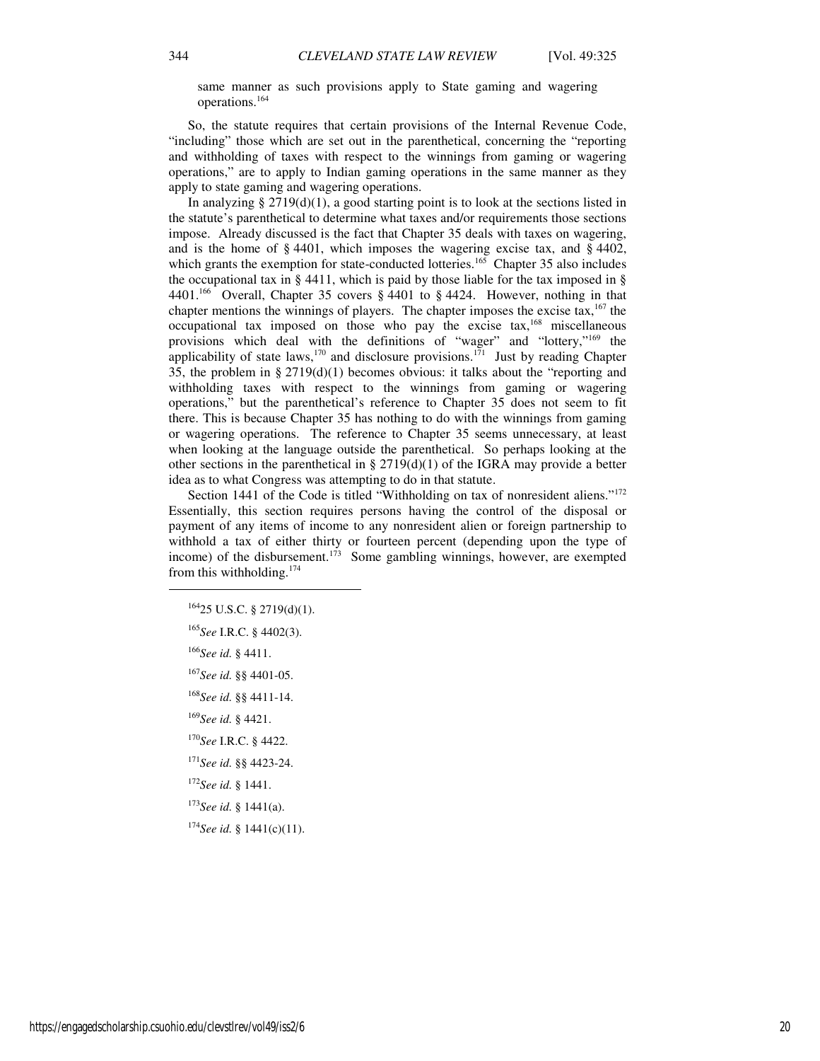same manner as such provisions apply to State gaming and wagering operations.[164]

So, the statute requires that certain provisions of the Internal Revenue Code, "including" those which are set out in the parenthetical, concerning the "reporting and withholding of taxes with respect to the winnings from gaming or wagering operations," are to apply to Indian gaming operations in the same manner as they apply to state gaming and wagering operations.

In analyzing § 2719(d)(1), a good starting point is to look at the sections listed in the statute's parenthetical to determine what taxes and/or requirements those sections impose. Already discussed is the fact that Chapter 35 deals with taxes on wagering, and is the home of § 4401, which imposes the wagering excise tax, and § 4402, which grants the exemption for state-conducted lotteries.[165] Chapter 35 also includes the occupational tax in § 4411, which is paid by those liable for the tax imposed in § 4401.[166] Overall, Chapter 35 covers § 4401 to § 4424. However, nothing in that chapter mentions the winnings of players. The chapter imposes the excise tax,[167] the occupational tax imposed on those who pay the excise tax,[168] miscellaneous provisions which deal with the definitions of "wager" and "lottery,"[169] the applicability of state laws,[170] and disclosure provisions.[171] Just by reading Chapter 35, the problem in § 2719(d)(1) becomes obvious: it talks about the "reporting and withholding taxes with respect to the winnings from gaming or wagering operations," but the parenthetical's reference to Chapter 35 does not seem to fit there. This is because Chapter 35 has nothing to do with the winnings from gaming or wagering operations. The reference to Chapter 35 seems unnecessary, at least when looking at the language outside the parenthetical. So perhaps looking at the other sections in the parenthetical in § 2719(d)(1) of the IGRA may provide a better idea as to what Congress was attempting to do in that statute.

Section 1441 of the Code is titled "Withholding on tax of nonresident aliens."[172] Essentially, this section requires persons having the control of the disposal or payment of any items of income to any nonresident alien or foreign partnership to withhold a tax of either thirty or fourteen percent (depending upon the type of income) of the disbursement.[173] Some gambling winnings, however, are exempted from this withholding.[174]

---

[164] 25 U.S.C. § 2719(d)(1).

[165] *See* I.R.C. § 4402(3).

[166] *See id.* § 4411.

[167] *See id.* §§ 4401-05.

[168] *See id.* §§ 4411-14.

[169] *See id.* § 4421.

[170] *See* I.R.C. § 4422.

[171] *See id.* §§ 4423-24.

[172] *See id.* § 1441.

[173] *See id.* § 1441(a).

[174] *See id.* § 1441(c)(11).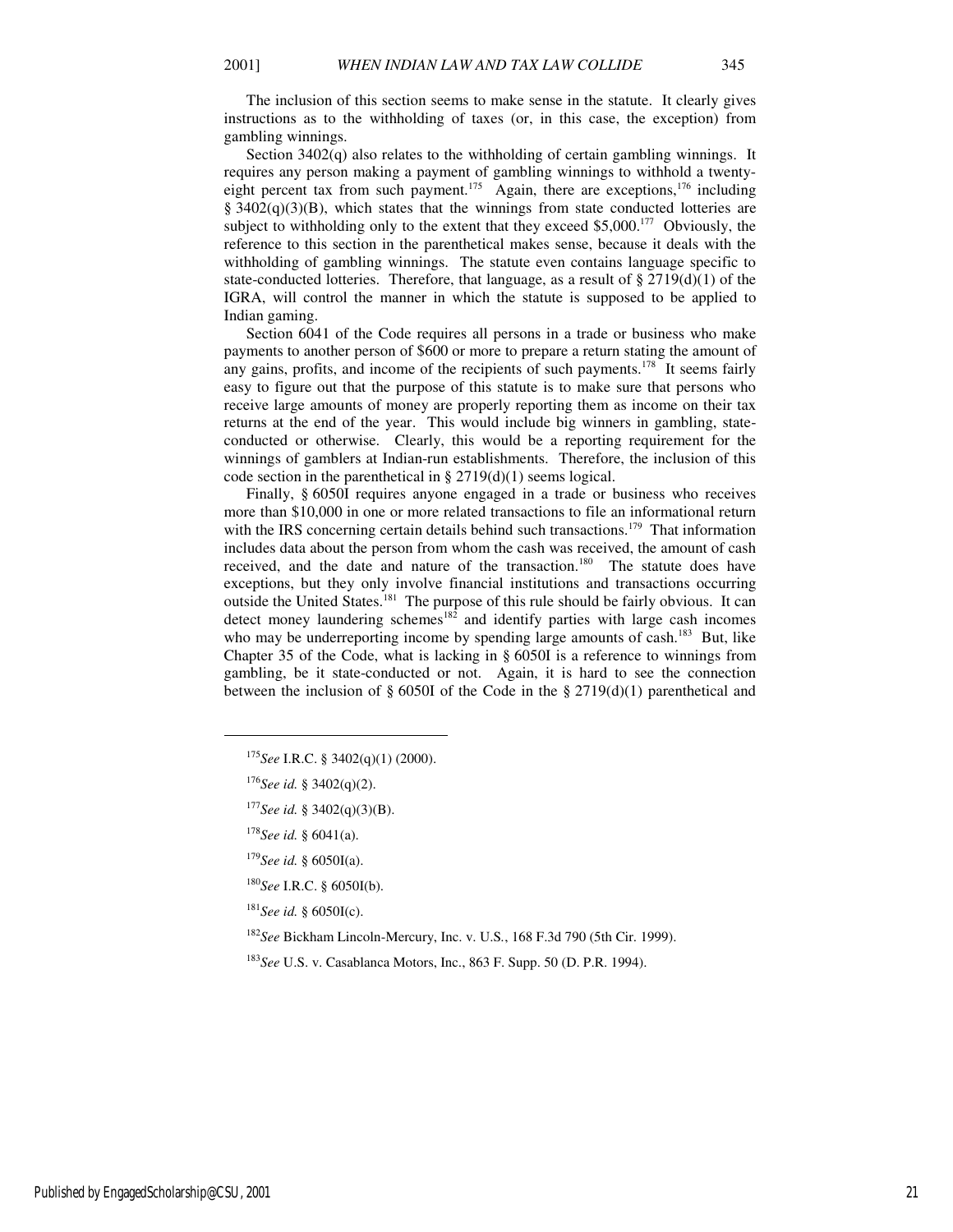The inclusion of this section seems to make sense in the statute. It clearly gives instructions as to the withholding of taxes (or, in this case, the exception) from gambling winnings.

Section 3402(q) also relates to the withholding of certain gambling winnings. It requires any person making a payment of gambling winnings to withhold a twenty-eight percent tax from such payment.[175] Again, there are exceptions,[176] including § 3402(q)(3)(B), which states that the winnings from state conducted lotteries are subject to withholding only to the extent that they exceed $5,000.[177] Obviously, the reference to this section in the parenthetical makes sense, because it deals with the withholding of gambling winnings. The statute even contains language specific to state-conducted lotteries. Therefore, that language, as a result of § 2719(d)(1) of the IGRA, will control the manner in which the statute is supposed to be applied to Indian gaming.

Section 6041 of the Code requires all persons in a trade or business who make payments to another person of $600 or more to prepare a return stating the amount of any gains, profits, and income of the recipients of such payments.[178] It seems fairly easy to figure out that the purpose of this statute is to make sure that persons who receive large amounts of money are properly reporting them as income on their tax returns at the end of the year. This would include big winners in gambling, state-conducted or otherwise. Clearly, this would be a reporting requirement for the winnings of gamblers at Indian-run establishments. Therefore, the inclusion of this code section in the parenthetical in § 2719(d)(1) seems logical.

Finally, § 6050I requires anyone engaged in a trade or business who receives more than $10,000 in one or more related transactions to file an informational return with the IRS concerning certain details behind such transactions.[179] That information includes data about the person from whom the cash was received, the amount of cash received, and the date and nature of the transaction.[180] The statute does have exceptions, but they only involve financial institutions and transactions occurring outside the United States.[181] The purpose of this rule should be fairly obvious. It can detect money laundering schemes[182] and identify parties with large cash incomes who may be underreporting income by spending large amounts of cash.[183] But, like Chapter 35 of the Code, what is lacking in § 6050I is a reference to winnings from gambling, be it state-conducted or not. Again, it is hard to see the connection between the inclusion of § 6050I of the Code in the § 2719(d)(1) parenthetical and

---

[175] *See* I.R.C. § 3402(q)(1) (2000).

[176] *See id.* § 3402(q)(2).

[177] *See id.* § 3402(q)(3)(B).

[178] *See id.* § 6041(a).

[179] *See id.* § 6050I(a).

[180] *See* I.R.C. § 6050I(b).

[181] *See id.* § 6050I(c).

[182] *See* Bickham Lincoln-Mercury, Inc. v. U.S., 168 F.3d 790 (5th Cir. 1999).

[183] *See* U.S. v. Casablanca Motors, Inc., 863 F. Supp. 50 (D. P.R. 1994).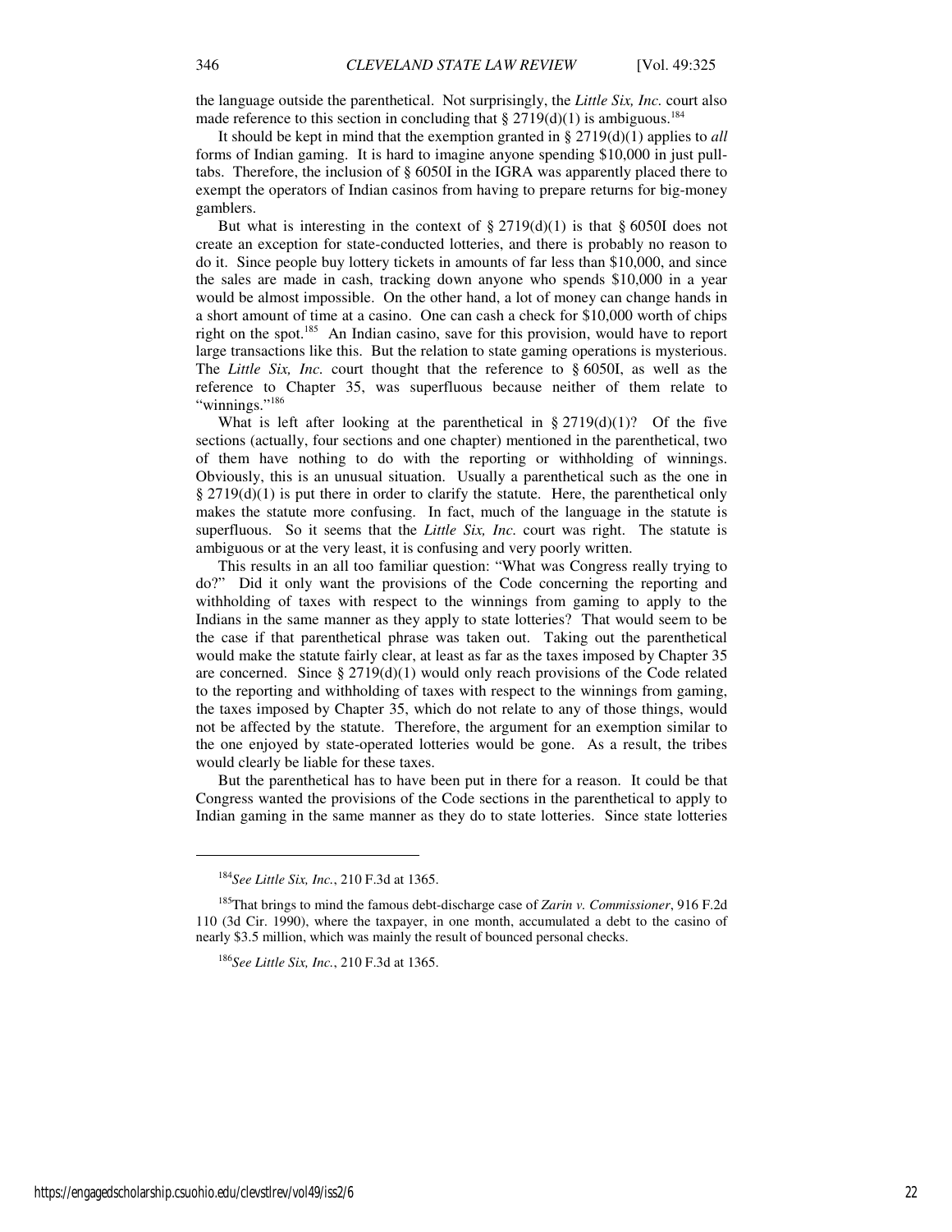the language outside the parenthetical. Not surprisingly, the *Little Six, Inc.* court also made reference to this section in concluding that § 2719(d)(1) is ambiguous.[184]

It should be kept in mind that the exemption granted in § 2719(d)(1) applies to *all* forms of Indian gaming. It is hard to imagine anyone spending $10,000 in just pull-tabs. Therefore, the inclusion of § 6050I in the IGRA was apparently placed there to exempt the operators of Indian casinos from having to prepare returns for big-money gamblers.

But what is interesting in the context of § 2719(d)(1) is that § 6050I does not create an exception for state-conducted lotteries, and there is probably no reason to do it. Since people buy lottery tickets in amounts of far less than $10,000, and since the sales are made in cash, tracking down anyone who spends $10,000 in a year would be almost impossible. On the other hand, a lot of money can change hands in a short amount of time at a casino. One can cash a check for $10,000 worth of chips right on the spot.[185] An Indian casino, save for this provision, would have to report large transactions like this. But the relation to state gaming operations is mysterious. The *Little Six, Inc.* court thought that the reference to § 6050I, as well as the reference to Chapter 35, was superfluous because neither of them relate to "winnings."[186]

What is left after looking at the parenthetical in § 2719(d)(1)? Of the five sections (actually, four sections and one chapter) mentioned in the parenthetical, two of them have nothing to do with the reporting or withholding of winnings. Obviously, this is an unusual situation. Usually a parenthetical such as the one in § 2719(d)(1) is put there in order to clarify the statute. Here, the parenthetical only makes the statute more confusing. In fact, much of the language in the statute is superfluous. So it seems that the *Little Six, Inc.* court was right. The statute is ambiguous or at the very least, it is confusing and very poorly written.

This results in an all too familiar question: "What was Congress really trying to do?" Did it only want the provisions of the Code concerning the reporting and withholding of taxes with respect to the winnings from gaming to apply to the Indians in the same manner as they apply to state lotteries? That would seem to be the case if that parenthetical phrase was taken out. Taking out the parenthetical would make the statute fairly clear, at least as far as the taxes imposed by Chapter 35 are concerned. Since § 2719(d)(1) would only reach provisions of the Code related to the reporting and withholding of taxes with respect to the winnings from gaming, the taxes imposed by Chapter 35, which do not relate to any of those things, would not be affected by the statute. Therefore, the argument for an exemption similar to the one enjoyed by state-operated lotteries would be gone. As a result, the tribes would clearly be liable for these taxes.

But the parenthetical has to have been put in there for a reason. It could be that Congress wanted the provisions of the Code sections in the parenthetical to apply to Indian gaming in the same manner as they do to state lotteries. Since state lotteries

---

[184] *See Little Six, Inc.*, 210 F.3d at 1365.

[185] That brings to mind the famous debt-discharge case of *Zarin v. Commissioner*, 916 F.2d 110 (3d Cir. 1990), where the taxpayer, in one month, accumulated a debt to the casino of nearly $3.5 million, which was mainly the result of bounced personal checks.

[186] *See Little Six, Inc.*, 210 F.3d at 1365.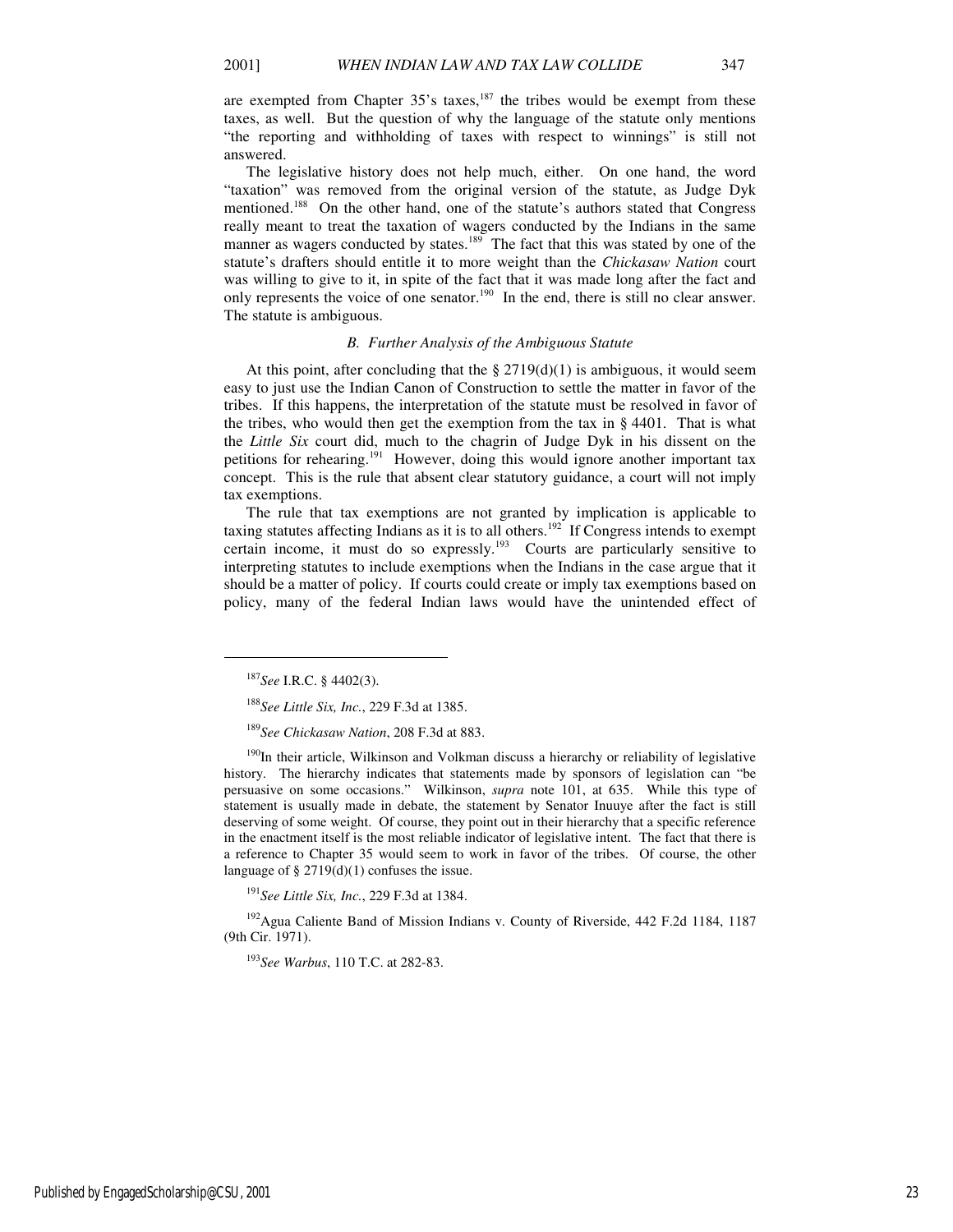are exempted from Chapter 35's taxes,[187] the tribes would be exempt from these taxes, as well. But the question of why the language of the statute only mentions "the reporting and withholding of taxes with respect to winnings" is still not answered.

The legislative history does not help much, either. On one hand, the word "taxation" was removed from the original version of the statute, as Judge Dyk mentioned.[188] On the other hand, one of the statute's authors stated that Congress really meant to treat the taxation of wagers conducted by the Indians in the same manner as wagers conducted by states.[189] The fact that this was stated by one of the statute's drafters should entitle it to more weight than the *Chickasaw Nation* court was willing to give to it, in spite of the fact that it was made long after the fact and only represents the voice of one senator.[190] In the end, there is still no clear answer. The statute is ambiguous.

### *B. Further Analysis of the Ambiguous Statute*

At this point, after concluding that the § 2719(d)(1) is ambiguous, it would seem easy to just use the Indian Canon of Construction to settle the matter in favor of the tribes. If this happens, the interpretation of the statute must be resolved in favor of the tribes, who would then get the exemption from the tax in § 4401. That is what the *Little Six* court did, much to the chagrin of Judge Dyk in his dissent on the petitions for rehearing.[191] However, doing this would ignore another important tax concept. This is the rule that absent clear statutory guidance, a court will not imply tax exemptions.

The rule that tax exemptions are not granted by implication is applicable to taxing statutes affecting Indians as it is to all others.[192] If Congress intends to exempt certain income, it must do so expressly.[193] Courts are particularly sensitive to interpreting statutes to include exemptions when the Indians in the case argue that it should be a matter of policy. If courts could create or imply tax exemptions based on policy, many of the federal Indian laws would have the unintended effect of

---

[187]*See* I.R.C. § 4402(3).

[188]*See Little Six, Inc.*, 229 F.3d at 1385.

[189]*See Chickasaw Nation*, 208 F.3d at 883.

[190]In their article, Wilkinson and Volkman discuss a hierarchy or reliability of legislative history. The hierarchy indicates that statements made by sponsors of legislation can "be persuasive on some occasions." Wilkinson, *supra* note 101, at 635. While this type of statement is usually made in debate, the statement by Senator Inuuye after the fact is still deserving of some weight. Of course, they point out in their hierarchy that a specific reference in the enactment itself is the most reliable indicator of legislative intent. The fact that there is a reference to Chapter 35 would seem to work in favor of the tribes. Of course, the other language of § 2719(d)(1) confuses the issue.

[191]*See Little Six, Inc.*, 229 F.3d at 1384.

[192]Agua Caliente Band of Mission Indians v. County of Riverside, 442 F.2d 1184, 1187 (9th Cir. 1971).

[193]*See Warbus*, 110 T.C. at 282-83.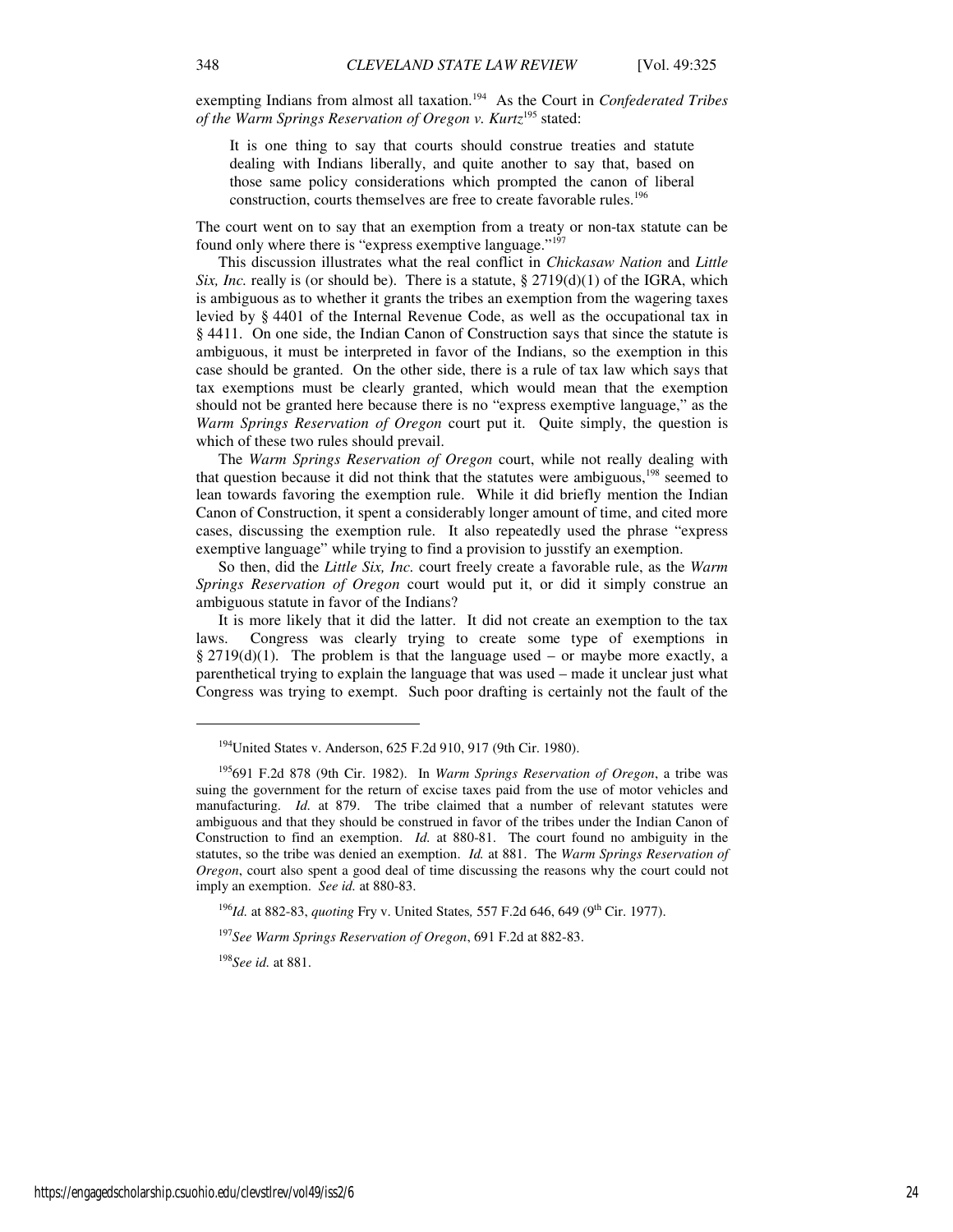exempting Indians from almost all taxation.[194] As the Court in *Confederated Tribes of the Warm Springs Reservation of Oregon v. Kurtz*[195] stated:

> It is one thing to say that courts should construe treaties and statute dealing with Indians liberally, and quite another to say that, based on those same policy considerations which prompted the canon of liberal construction, courts themselves are free to create favorable rules.[196]

The court went on to say that an exemption from a treaty or non-tax statute can be found only where there is "express exemptive language."[197]

This discussion illustrates what the real conflict in *Chickasaw Nation* and *Little Six, Inc.* really is (or should be). There is a statute, § 2719(d)(1) of the IGRA, which is ambiguous as to whether it grants the tribes an exemption from the wagering taxes levied by § 4401 of the Internal Revenue Code, as well as the occupational tax in § 4411. On one side, the Indian Canon of Construction says that since the statute is ambiguous, it must be interpreted in favor of the Indians, so the exemption in this case should be granted. On the other side, there is a rule of tax law which says that tax exemptions must be clearly granted, which would mean that the exemption should not be granted here because there is no "express exemptive language," as the *Warm Springs Reservation of Oregon* court put it. Quite simply, the question is which of these two rules should prevail.

The *Warm Springs Reservation of Oregon* court, while not really dealing with that question because it did not think that the statutes were ambiguous,[198] seemed to lean towards favoring the exemption rule. While it did briefly mention the Indian Canon of Construction, it spent a considerably longer amount of time, and cited more cases, discussing the exemption rule. It also repeatedly used the phrase "express exemptive language" while trying to find a provision to jusstify an exemption.

So then, did the *Little Six, Inc.* court freely create a favorable rule, as the *Warm Springs Reservation of Oregon* court would put it, or did it simply construe an ambiguous statute in favor of the Indians?

It is more likely that it did the latter. It did not create an exemption to the tax laws. Congress was clearly trying to create some type of exemptions in § 2719(d)(1). The problem is that the language used – or maybe more exactly, a parenthetical trying to explain the language that was used – made it unclear just what Congress was trying to exempt. Such poor drafting is certainly not the fault of the

---

[194] United States v. Anderson, 625 F.2d 910, 917 (9th Cir. 1980).

[195] 691 F.2d 878 (9th Cir. 1982). In *Warm Springs Reservation of Oregon*, a tribe was suing the government for the return of excise taxes paid from the use of motor vehicles and manufacturing. *Id.* at 879. The tribe claimed that a number of relevant statutes were ambiguous and that they should be construed in favor of the tribes under the Indian Canon of Construction to find an exemption. *Id.* at 880-81. The court found no ambiguity in the statutes, so the tribe was denied an exemption. *Id.* at 881. The *Warm Springs Reservation of Oregon*, court also spent a good deal of time discussing the reasons why the court could not imply an exemption. *See id.* at 880-83.

[196] *Id.* at 882-83, *quoting* Fry v. United States*,* 557 F.2d 646, 649 (9th Cir. 1977).

[197] *See Warm Springs Reservation of Oregon*, 691 F.2d at 882-83.

[198] *See id.* at 881.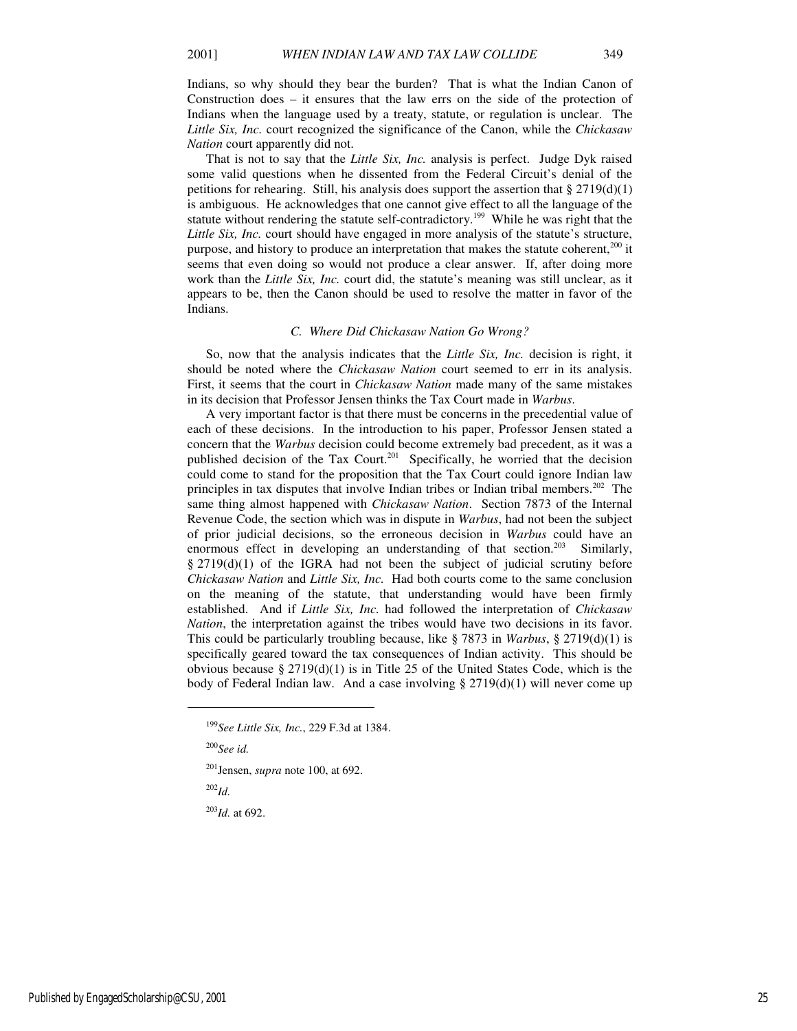Indians, so why should they bear the burden? That is what the Indian Canon of Construction does – it ensures that the law errs on the side of the protection of Indians when the language used by a treaty, statute, or regulation is unclear. The *Little Six, Inc.* court recognized the significance of the Canon, while the *Chickasaw Nation* court apparently did not.

That is not to say that the *Little Six, Inc.* analysis is perfect. Judge Dyk raised some valid questions when he dissented from the Federal Circuit's denial of the petitions for rehearing. Still, his analysis does support the assertion that § 2719(d)(1) is ambiguous. He acknowledges that one cannot give effect to all the language of the statute without rendering the statute self-contradictory.[199] While he was right that the *Little Six, Inc.* court should have engaged in more analysis of the statute's structure, purpose, and history to produce an interpretation that makes the statute coherent,[200] it seems that even doing so would not produce a clear answer. If, after doing more work than the *Little Six, Inc.* court did, the statute's meaning was still unclear, as it appears to be, then the Canon should be used to resolve the matter in favor of the Indians.

### C. *Where Did Chickasaw Nation Go Wrong?*

So, now that the analysis indicates that the *Little Six, Inc.* decision is right, it should be noted where the *Chickasaw Nation* court seemed to err in its analysis. First, it seems that the court in *Chickasaw Nation* made many of the same mistakes in its decision that Professor Jensen thinks the Tax Court made in *Warbus*.

A very important factor is that there must be concerns in the precedential value of each of these decisions. In the introduction to his paper, Professor Jensen stated a concern that the *Warbus* decision could become extremely bad precedent, as it was a published decision of the Tax Court.[201] Specifically, he worried that the decision could come to stand for the proposition that the Tax Court could ignore Indian law principles in tax disputes that involve Indian tribes or Indian tribal members.[202] The same thing almost happened with *Chickasaw Nation*. Section 7873 of the Internal Revenue Code, the section which was in dispute in *Warbus*, had not been the subject of prior judicial decisions, so the erroneous decision in *Warbus* could have an enormous effect in developing an understanding of that section.[203] Similarly, § 2719(d)(1) of the IGRA had not been the subject of judicial scrutiny before *Chickasaw Nation* and *Little Six, Inc.* Had both courts come to the same conclusion on the meaning of the statute, that understanding would have been firmly established. And if *Little Six, Inc.* had followed the interpretation of *Chickasaw Nation*, the interpretation against the tribes would have two decisions in its favor. This could be particularly troubling because, like § 7873 in *Warbus*, § 2719(d)(1) is specifically geared toward the tax consequences of Indian activity. This should be obvious because § 2719(d)(1) is in Title 25 of the United States Code, which is the body of Federal Indian law. And a case involving § 2719(d)(1) will never come up

---

[199] *See Little Six, Inc.*, 229 F.3d at 1384.

[200] *See id.*

[201] Jensen, *supra* note 100, at 692.

[202] *Id.*

[203] *Id.* at 692.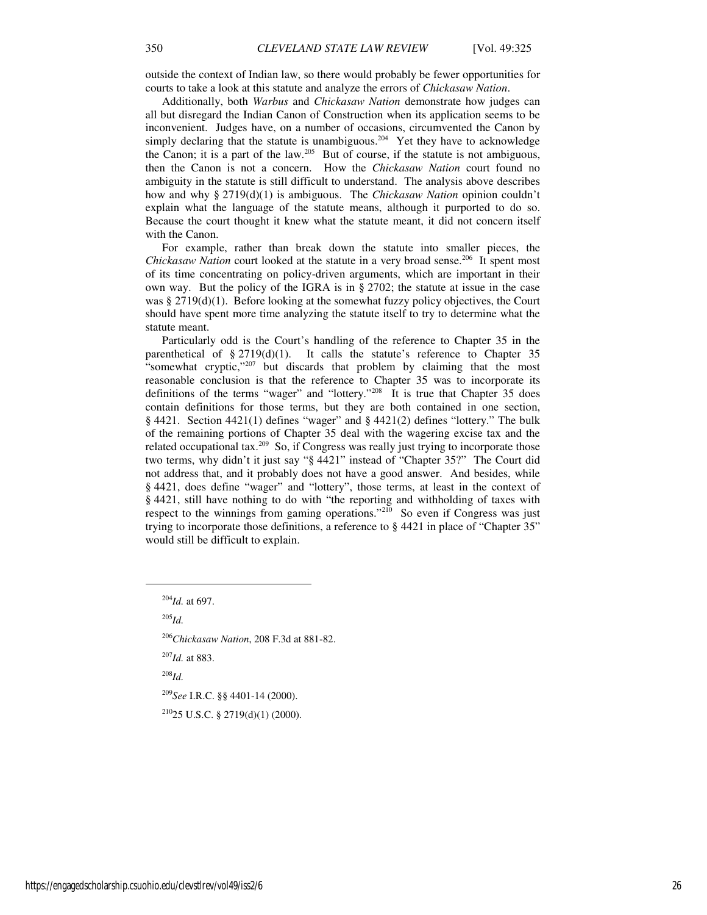outside the context of Indian law, so there would probably be fewer opportunities for courts to take a look at this statute and analyze the errors of *Chickasaw Nation*.

Additionally, both *Warbus* and *Chickasaw Nation* demonstrate how judges can all but disregard the Indian Canon of Construction when its application seems to be inconvenient. Judges have, on a number of occasions, circumvented the Canon by simply declaring that the statute is unambiguous.[204] Yet they have to acknowledge the Canon; it is a part of the law.[205] But of course, if the statute is not ambiguous, then the Canon is not a concern. How the *Chickasaw Nation* court found no ambiguity in the statute is still difficult to understand. The analysis above describes how and why § 2719(d)(1) is ambiguous. The *Chickasaw Nation* opinion couldn't explain what the language of the statute means, although it purported to do so. Because the court thought it knew what the statute meant, it did not concern itself with the Canon.

For example, rather than break down the statute into smaller pieces, the *Chickasaw Nation* court looked at the statute in a very broad sense.[206] It spent most of its time concentrating on policy-driven arguments, which are important in their own way. But the policy of the IGRA is in § 2702; the statute at issue in the case was § 2719(d)(1). Before looking at the somewhat fuzzy policy objectives, the Court should have spent more time analyzing the statute itself to try to determine what the statute meant.

Particularly odd is the Court's handling of the reference to Chapter 35 in the parenthetical of § 2719(d)(1). It calls the statute's reference to Chapter 35 "somewhat cryptic,"[207] but discards that problem by claiming that the most reasonable conclusion is that the reference to Chapter 35 was to incorporate its definitions of the terms "wager" and "lottery."[208] It is true that Chapter 35 does contain definitions for those terms, but they are both contained in one section, § 4421. Section 4421(1) defines "wager" and § 4421(2) defines "lottery." The bulk of the remaining portions of Chapter 35 deal with the wagering excise tax and the related occupational tax.[209] So, if Congress was really just trying to incorporate those two terms, why didn't it just say "§ 4421" instead of "Chapter 35?" The Court did not address that, and it probably does not have a good answer. And besides, while § 4421, does define "wager" and "lottery", those terms, at least in the context of § 4421, still have nothing to do with "the reporting and withholding of taxes with respect to the winnings from gaming operations."[210] So even if Congress was just trying to incorporate those definitions, a reference to § 4421 in place of "Chapter 35" would still be difficult to explain.

---

[204] *Id.* at 697.

[205] *Id.*

[206] *Chickasaw Nation*, 208 F.3d at 881-82.

[207] *Id.* at 883.

[208] *Id.*

[209] *See* I.R.C. §§ 4401-14 (2000).

[210] 25 U.S.C. § 2719(d)(1) (2000).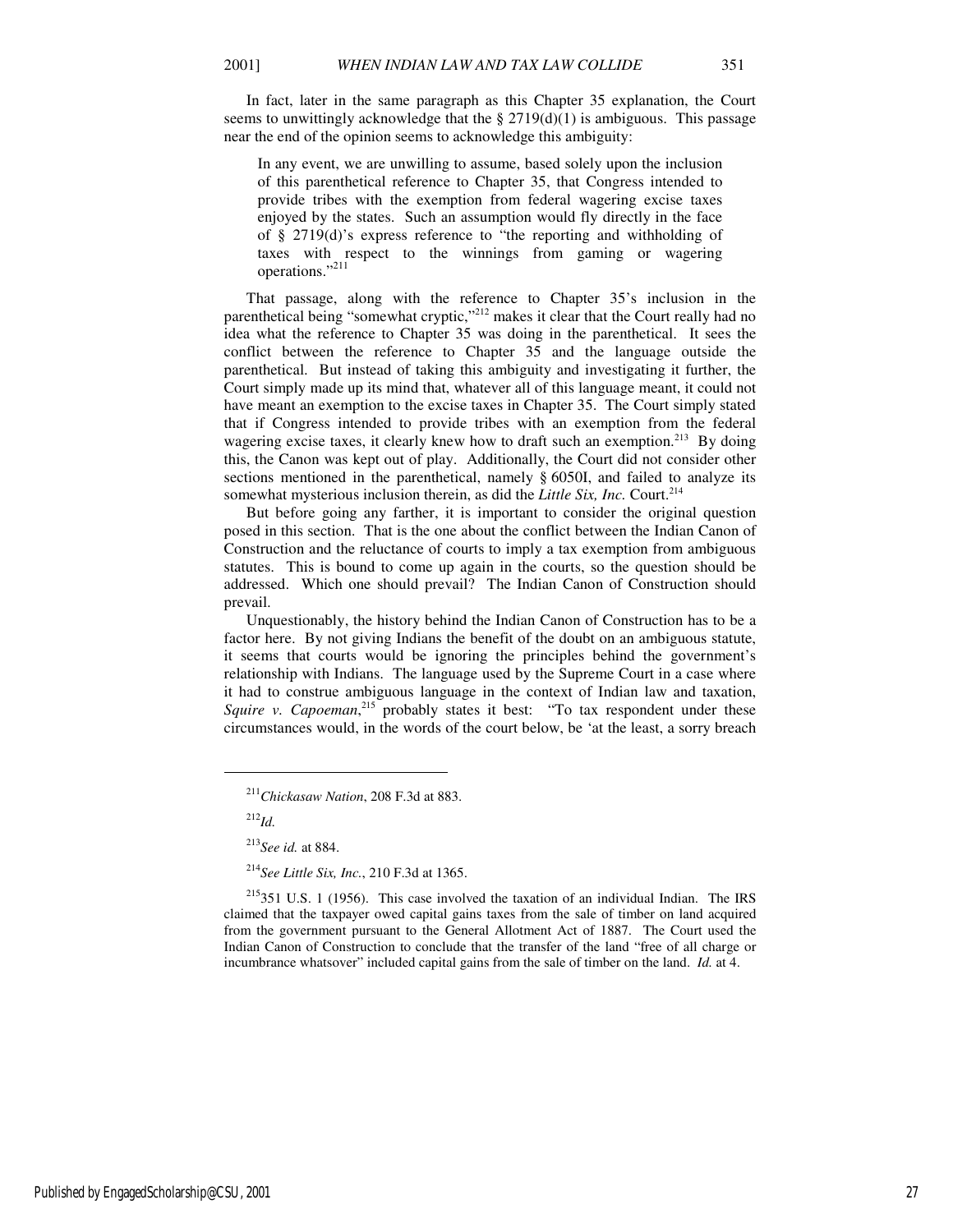In fact, later in the same paragraph as this Chapter 35 explanation, the Court seems to unwittingly acknowledge that the § 2719(d)(1) is ambiguous. This passage near the end of the opinion seems to acknowledge this ambiguity:

> In any event, we are unwilling to assume, based solely upon the inclusion of this parenthetical reference to Chapter 35, that Congress intended to provide tribes with the exemption from federal wagering excise taxes enjoyed by the states. Such an assumption would fly directly in the face of § 2719(d)'s express reference to "the reporting and withholding of taxes with respect to the winnings from gaming or wagering operations."[211]

That passage, along with the reference to Chapter 35's inclusion in the parenthetical being "somewhat cryptic,"[212] makes it clear that the Court really had no idea what the reference to Chapter 35 was doing in the parenthetical. It sees the conflict between the reference to Chapter 35 and the language outside the parenthetical. But instead of taking this ambiguity and investigating it further, the Court simply made up its mind that, whatever all of this language meant, it could not have meant an exemption to the excise taxes in Chapter 35. The Court simply stated that if Congress intended to provide tribes with an exemption from the federal wagering excise taxes, it clearly knew how to draft such an exemption.[213] By doing this, the Canon was kept out of play. Additionally, the Court did not consider other sections mentioned in the parenthetical, namely § 6050I, and failed to analyze its somewhat mysterious inclusion therein, as did the *Little Six, Inc.* Court.[214]

But before going any farther, it is important to consider the original question posed in this section. That is the one about the conflict between the Indian Canon of Construction and the reluctance of courts to imply a tax exemption from ambiguous statutes. This is bound to come up again in the courts, so the question should be addressed. Which one should prevail? The Indian Canon of Construction should prevail.

Unquestionably, the history behind the Indian Canon of Construction has to be a factor here. By not giving Indians the benefit of the doubt on an ambiguous statute, it seems that courts would be ignoring the principles behind the government's relationship with Indians. The language used by the Supreme Court in a case where it had to construe ambiguous language in the context of Indian law and taxation, *Squire v. Capoeman*,[215] probably states it best: "To tax respondent under these circumstances would, in the words of the court below, be 'at the least, a sorry breach

---

[211] *Chickasaw Nation*, 208 F.3d at 883.

[212] *Id.*

[213] *See id.* at 884.

[214] *See Little Six, Inc.*, 210 F.3d at 1365.

[215] 351 U.S. 1 (1956). This case involved the taxation of an individual Indian. The IRS claimed that the taxpayer owed capital gains taxes from the sale of timber on land acquired from the government pursuant to the General Allotment Act of 1887. The Court used the Indian Canon of Construction to conclude that the transfer of the land "free of all charge or incumbrance whatsoever" included capital gains from the sale of timber on the land. *Id.* at 4.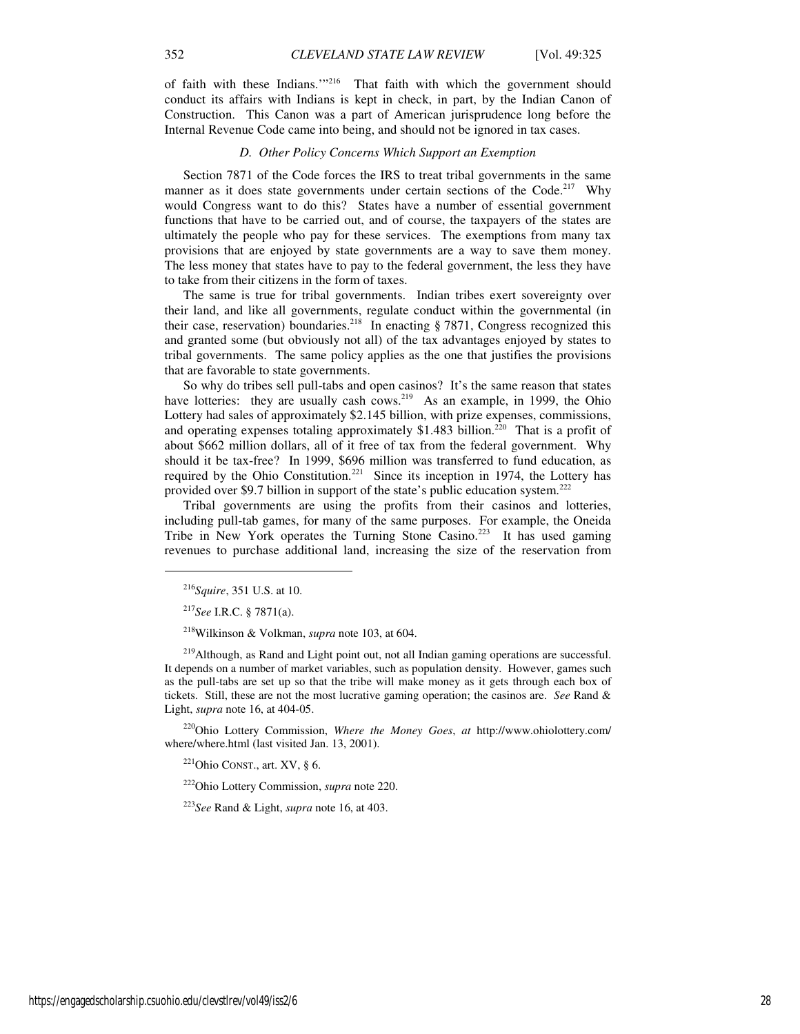of faith with these Indians.'"[216] That faith with which the government should conduct its affairs with Indians is kept in check, in part, by the Indian Canon of Construction. This Canon was a part of American jurisprudence long before the Internal Revenue Code came into being, and should not be ignored in tax cases.

### *D. Other Policy Concerns Which Support an Exemption*

Section 7871 of the Code forces the IRS to treat tribal governments in the same manner as it does state governments under certain sections of the Code.[217] Why would Congress want to do this? States have a number of essential government functions that have to be carried out, and of course, the taxpayers of the states are ultimately the people who pay for these services. The exemptions from many tax provisions that are enjoyed by state governments are a way to save them money. The less money that states have to pay to the federal government, the less they have to take from their citizens in the form of taxes.

The same is true for tribal governments. Indian tribes exert sovereignty over their land, and like all governments, regulate conduct within the governmental (in their case, reservation) boundaries.[218] In enacting § 7871, Congress recognized this and granted some (but obviously not all) of the tax advantages enjoyed by states to tribal governments. The same policy applies as the one that justifies the provisions that are favorable to state governments.

So why do tribes sell pull-tabs and open casinos? It's the same reason that states have lotteries: they are usually cash cows.[219] As an example, in 1999, the Ohio Lottery had sales of approximately $2.145 billion, with prize expenses, commissions, and operating expenses totaling approximately $1.483 billion.[220] That is a profit of about $662 million dollars, all of it free of tax from the federal government. Why should it be tax-free? In 1999, $696 million was transferred to fund education, as required by the Ohio Constitution.[221] Since its inception in 1974, the Lottery has provided over $9.7 billion in support of the state's public education system.[222]

Tribal governments are using the profits from their casinos and lotteries, including pull-tab games, for many of the same purposes. For example, the Oneida Tribe in New York operates the Turning Stone Casino.[223] It has used gaming revenues to purchase additional land, increasing the size of the reservation from

---

[216] *Squire*, 351 U.S. at 10.

[217] *See* I.R.C. § 7871(a).

[218] Wilkinson & Volkman, *supra* note 103, at 604.

[219] Although, as Rand and Light point out, not all Indian gaming operations are successful. It depends on a number of market variables, such as population density. However, games such as the pull-tabs are set up so that the tribe will make money as it gets through each box of tickets. Still, these are not the most lucrative gaming operation; the casinos are. *See* Rand & Light, *supra* note 16, at 404-05.

[220] Ohio Lottery Commission, *Where the Money Goes*, *at* http://www.ohiolottery.com/where/where.html (last visited Jan. 13, 2001).

[221] Ohio CONST., art. XV, § 6.

[222] Ohio Lottery Commission, *supra* note 220.

[223] *See* Rand & Light, *supra* note 16, at 403.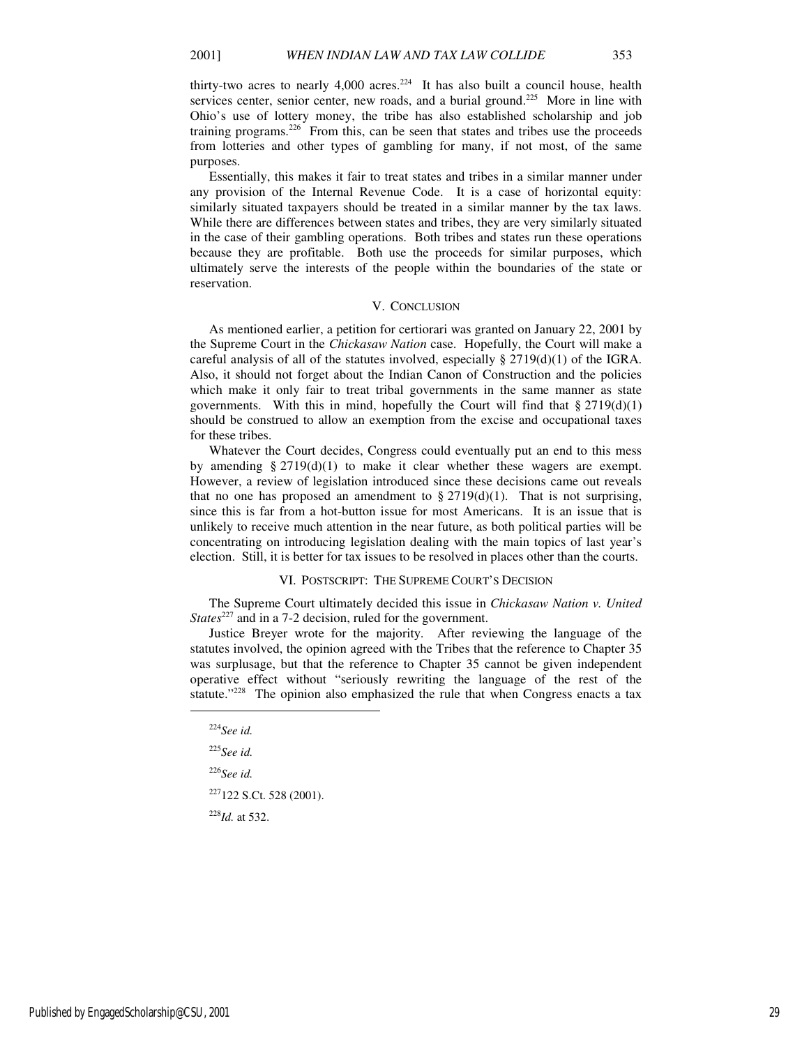thirty-two acres to nearly 4,000 acres.[224] It has also built a council house, health services center, senior center, new roads, and a burial ground.[225] More in line with Ohio's use of lottery money, the tribe has also established scholarship and job training programs.[226] From this, can be seen that states and tribes use the proceeds from lotteries and other types of gambling for many, if not most, of the same purposes.

Essentially, this makes it fair to treat states and tribes in a similar manner under any provision of the Internal Revenue Code. It is a case of horizontal equity: similarly situated taxpayers should be treated in a similar manner by the tax laws. While there are differences between states and tribes, they are very similarly situated in the case of their gambling operations. Both tribes and states run these operations because they are profitable. Both use the proceeds for similar purposes, which ultimately serve the interests of the people within the boundaries of the state or reservation.

## V. CONCLUSION

As mentioned earlier, a petition for certiorari was granted on January 22, 2001 by the Supreme Court in the *Chickasaw Nation* case. Hopefully, the Court will make a careful analysis of all of the statutes involved, especially § 2719(d)(1) of the IGRA. Also, it should not forget about the Indian Canon of Construction and the policies which make it only fair to treat tribal governments in the same manner as state governments. With this in mind, hopefully the Court will find that § 2719(d)(1) should be construed to allow an exemption from the excise and occupational taxes for these tribes.

Whatever the Court decides, Congress could eventually put an end to this mess by amending § 2719(d)(1) to make it clear whether these wagers are exempt. However, a review of legislation introduced since these decisions came out reveals that no one has proposed an amendment to § 2719(d)(1). That is not surprising, since this is far from a hot-button issue for most Americans. It is an issue that is unlikely to receive much attention in the near future, as both political parties will be concentrating on introducing legislation dealing with the main topics of last year's election. Still, it is better for tax issues to be resolved in places other than the courts.

## VI. POSTSCRIPT: THE SUPREME COURT'S DECISION

The Supreme Court ultimately decided this issue in *Chickasaw Nation v. United States*[227] and in a 7-2 decision, ruled for the government.

Justice Breyer wrote for the majority. After reviewing the language of the statutes involved, the opinion agreed with the Tribes that the reference to Chapter 35 was surplusage, but that the reference to Chapter 35 cannot be given independent operative effect without "seriously rewriting the language of the rest of the statute."[228] The opinion also emphasized the rule that when Congress enacts a tax

---

[224] *See id.*

[225] *See id.*

[226] *See id.*

[227] 122 S.Ct. 528 (2001).

[228] *Id.* at 532.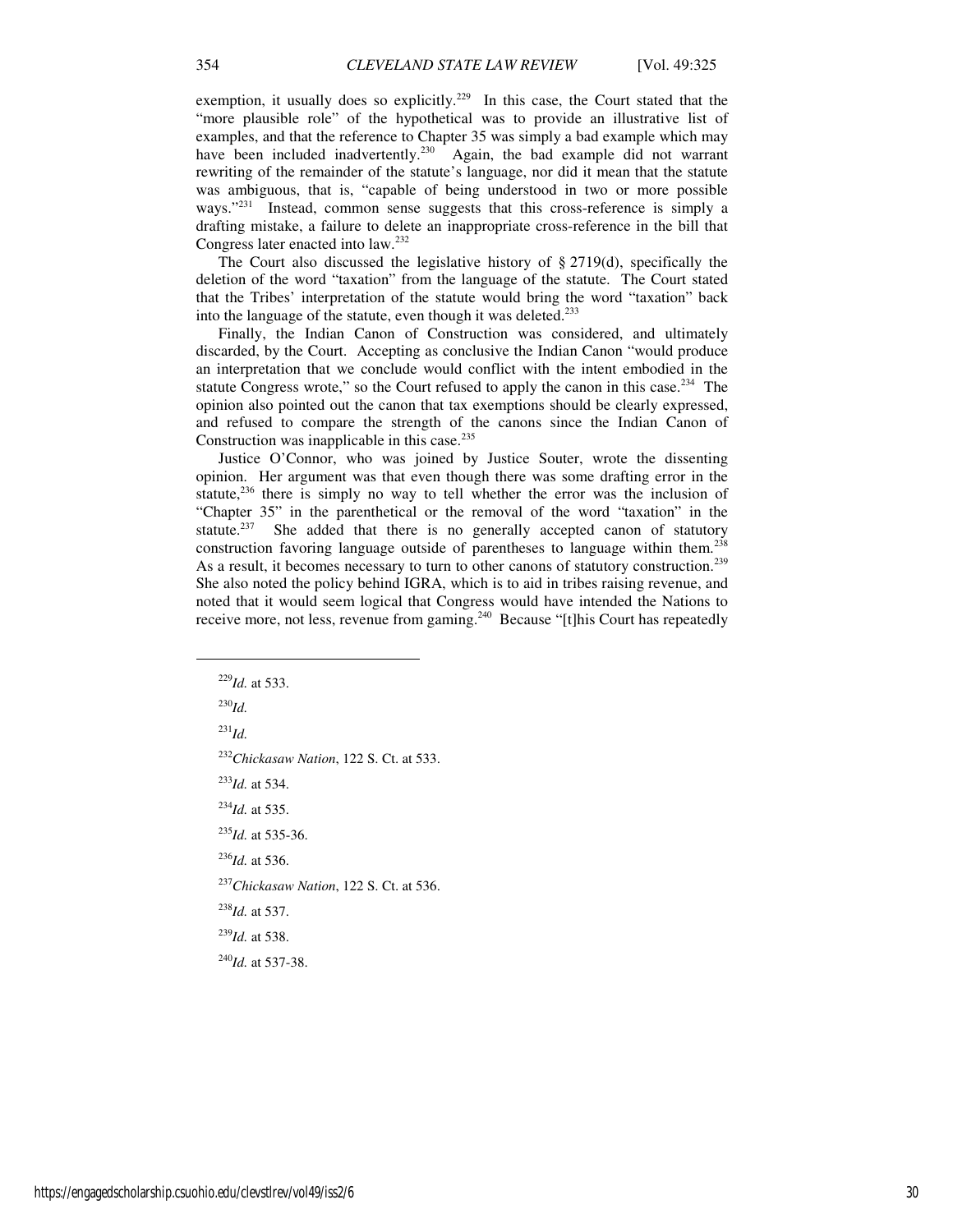exemption, it usually does so explicitly.[229] In this case, the Court stated that the "more plausible role" of the hypothetical was to provide an illustrative list of examples, and that the reference to Chapter 35 was simply a bad example which may have been included inadvertently.[230] Again, the bad example did not warrant rewriting of the remainder of the statute's language, nor did it mean that the statute was ambiguous, that is, "capable of being understood in two or more possible ways."[231] Instead, common sense suggests that this cross-reference is simply a drafting mistake, a failure to delete an inappropriate cross-reference in the bill that Congress later enacted into law.[232]

The Court also discussed the legislative history of § 2719(d), specifically the deletion of the word "taxation" from the language of the statute. The Court stated that the Tribes' interpretation of the statute would bring the word "taxation" back into the language of the statute, even though it was deleted.[233]

Finally, the Indian Canon of Construction was considered, and ultimately discarded, by the Court. Accepting as conclusive the Indian Canon "would produce an interpretation that we conclude would conflict with the intent embodied in the statute Congress wrote," so the Court refused to apply the canon in this case.[234] The opinion also pointed out the canon that tax exemptions should be clearly expressed, and refused to compare the strength of the canons since the Indian Canon of Construction was inapplicable in this case.[235]

Justice O'Connor, who was joined by Justice Souter, wrote the dissenting opinion. Her argument was that even though there was some drafting error in the statute,[236] there is simply no way to tell whether the error was the inclusion of "Chapter 35" in the parenthetical or the removal of the word "taxation" in the statute.[237] She added that there is no generally accepted canon of statutory construction favoring language outside of parentheses to language within them.[238] As a result, it becomes necessary to turn to other canons of statutory construction.[239] She also noted the policy behind IGRA, which is to aid in tribes raising revenue, and noted that it would seem logical that Congress would have intended the Nations to receive more, not less, revenue from gaming.[240] Because "[t]his Court has repeatedly

---

[229] *Id.* at 533.

[230] *Id.*

[231] *Id.*

[232] *Chickasaw Nation*, 122 S. Ct. at 533.

[233] *Id.* at 534.

[234] *Id.* at 535.

[235] *Id.* at 535-36.

[236] *Id.* at 536.

[237] *Chickasaw Nation*, 122 S. Ct. at 536.

[238] *Id.* at 537.

[239] *Id.* at 538.

[240] *Id.* at 537-38.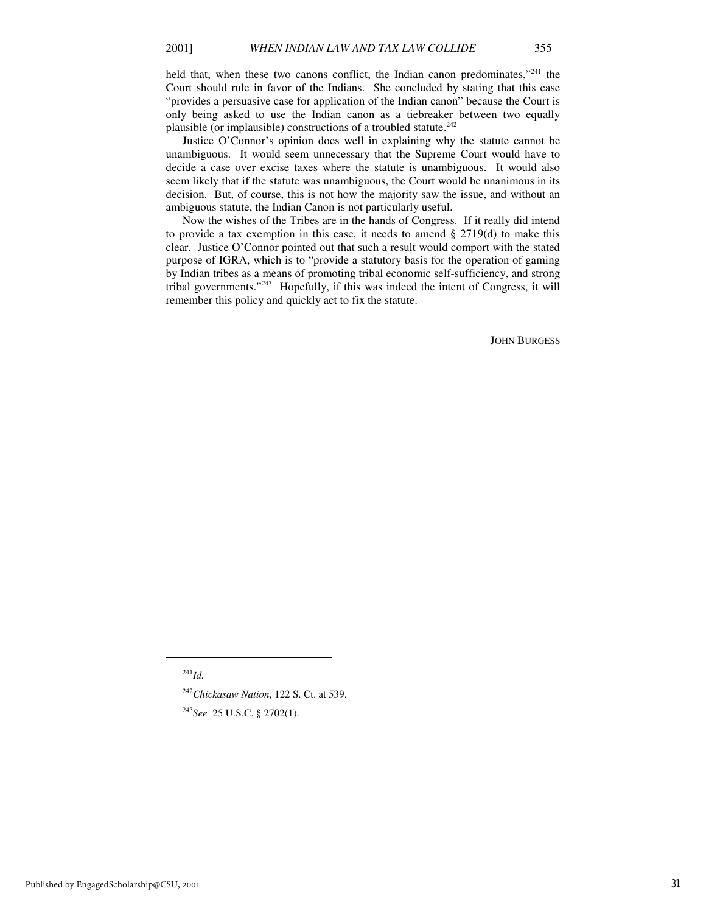held that, when these two canons conflict, the Indian canon predominates,"[241] the Court should rule in favor of the Indians. She concluded by stating that this case "provides a persuasive case for application of the Indian canon" because the Court is only being asked to use the Indian canon as a tiebreaker between two equally plausible (or implausible) constructions of a troubled statute.[242]

Justice O'Connor's opinion does well in explaining why the statute cannot be unambiguous. It would seem unnecessary that the Supreme Court would have to decide a case over excise taxes where the statute is unambiguous. It would also seem likely that if the statute was unambiguous, the Court would be unanimous in its decision. But, of course, this is not how the majority saw the issue, and without an ambiguous statute, the Indian Canon is not particularly useful.

Now the wishes of the Tribes are in the hands of Congress. If it really did intend to provide a tax exemption in this case, it needs to amend § 2719(d) to make this clear. Justice O'Connor pointed out that such a result would comport with the stated purpose of IGRA, which is to "provide a statutory basis for the operation of gaming by Indian tribes as a means of promoting tribal economic self-sufficiency, and strong tribal governments."[243] Hopefully, if this was indeed the intent of Congress, it will remember this policy and quickly act to fix the statute.

JOHN BURGESS

---

[241] *Id.*

[242] *Chickasaw Nation*, 122 S. Ct. at 539.

[243] *See* 25 U.S.C. § 2702(1).